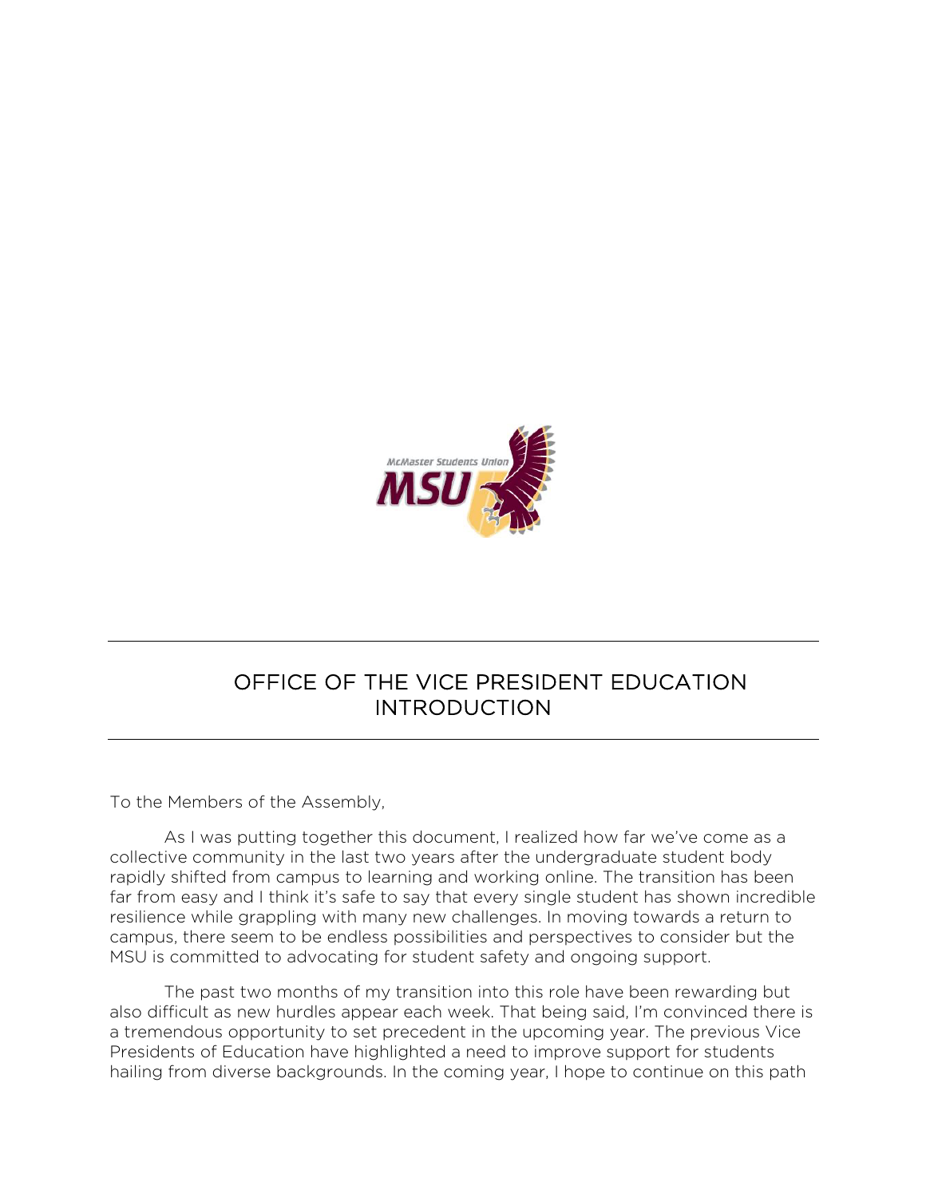# OFFICE OF THE VICE PRESIDENT EDUCATION INTRODUCTION

To the Members of the Assembly,

As I was putting together this document, I realized how far we've come as a collective community in the last two years after the undergraduate student body rapidly shifted from campus to learning and working online. The transition has been far from easy and I think it's safe to say that every single student has shown incredible resilience while grappling with many new challenges. In moving towards a return to campus, there seem to be endless possibilities and perspectives to consider but the MSU is committed to advocating for student safety and ongoing support.

The past two months of my transition into this role have been rewarding but also difficult as new hurdles appear each week. That being said, I'm convinced there is a tremendous opportunity to set precedent in the upcoming year. The previous Vice Presidents of Education have highlighted a need to improve support for students hailing from diverse backgrounds. In the coming year, I hope to continue on this path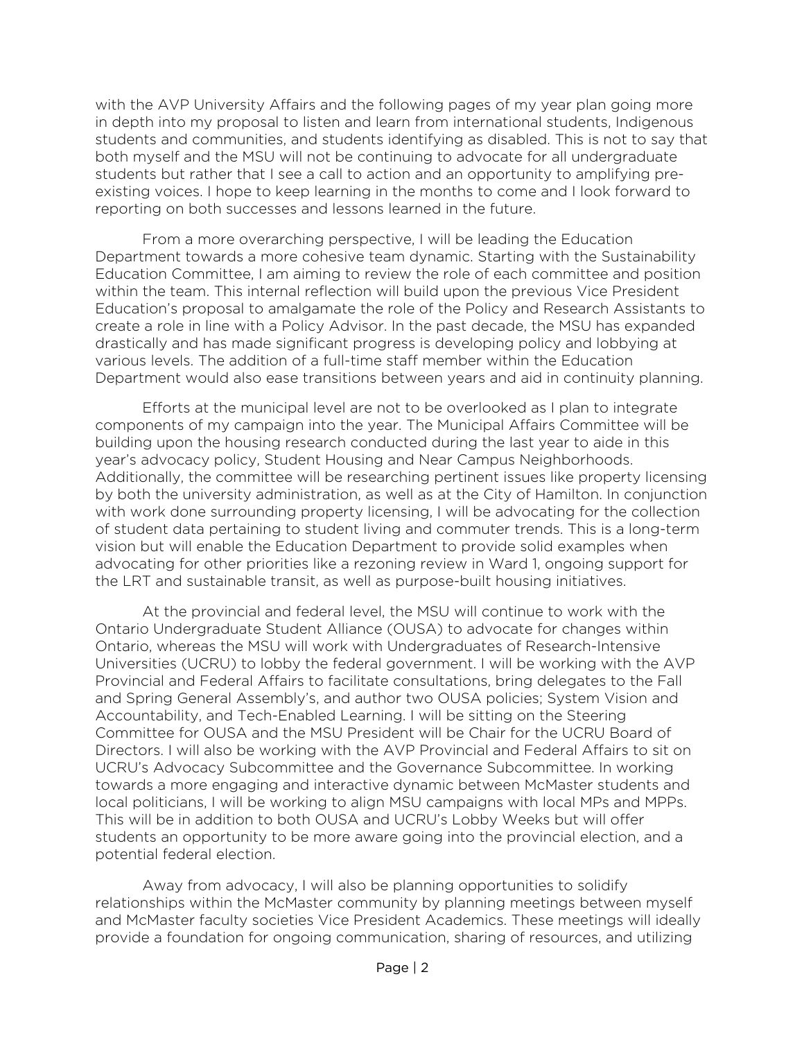with the AVP University Affairs and the following pages of my year plan going more in depth into my proposal to listen and learn from international students, Indigenous students and communities, and students identifying as disabled. This is not to say that both myself and the MSU will not be continuing to advocate for all undergraduate students but rather that I see a call to action and an opportunity to amplifying pre-existing voices. I hope to keep learning in the months to come and I look forward to reporting on both successes and lessons learned in the future.

From a more overarching perspective, I will be leading the Education Department towards a more cohesive team dynamic. Starting with the Sustainability Education Committee, I am aiming to review the role of each committee and position within the team. This internal reflection will build upon the previous Vice President Education's proposal to amalgamate the role of the Policy and Research Assistants to create a role in line with a Policy Advisor. In the past decade, the MSU has expanded drastically and has made significant progress is developing policy and lobbying at various levels. The addition of a full-time staff member within the Education Department would also ease transitions between years and aid in continuity planning.

Efforts at the municipal level are not to be overlooked as I plan to integrate components of my campaign into the year. The Municipal Affairs Committee will be building upon the housing research conducted during the last year to aide in this year's advocacy policy, Student Housing and Near Campus Neighborhoods. Additionally, the committee will be researching pertinent issues like property licensing by both the university administration, as well as at the City of Hamilton. In conjunction with work done surrounding property licensing, I will be advocating for the collection of student data pertaining to student living and commuter trends. This is a long-term vision but will enable the Education Department to provide solid examples when advocating for other priorities like a rezoning review in Ward 1, ongoing support for the LRT and sustainable transit, as well as purpose-built housing initiatives.

At the provincial and federal level, the MSU will continue to work with the Ontario Undergraduate Student Alliance (OUSA) to advocate for changes within Ontario, whereas the MSU will work with Undergraduates of Research-Intensive Universities (UCRU) to lobby the federal government. I will be working with the AVP Provincial and Federal Affairs to facilitate consultations, bring delegates to the Fall and Spring General Assembly's, and author two OUSA policies; System Vision and Accountability, and Tech-Enabled Learning. I will be sitting on the Steering Committee for OUSA and the MSU President will be Chair for the UCRU Board of Directors. I will also be working with the AVP Provincial and Federal Affairs to sit on UCRU's Advocacy Subcommittee and the Governance Subcommittee. In working towards a more engaging and interactive dynamic between McMaster students and local politicians, I will be working to align MSU campaigns with local MPs and MPPs. This will be in addition to both OUSA and UCRU's Lobby Weeks but will offer students an opportunity to be more aware going into the provincial election, and a potential federal election.

Away from advocacy, I will also be planning opportunities to solidify relationships within the McMaster community by planning meetings between myself and McMaster faculty societies Vice President Academics. These meetings will ideally provide a foundation for ongoing communication, sharing of resources, and utilizing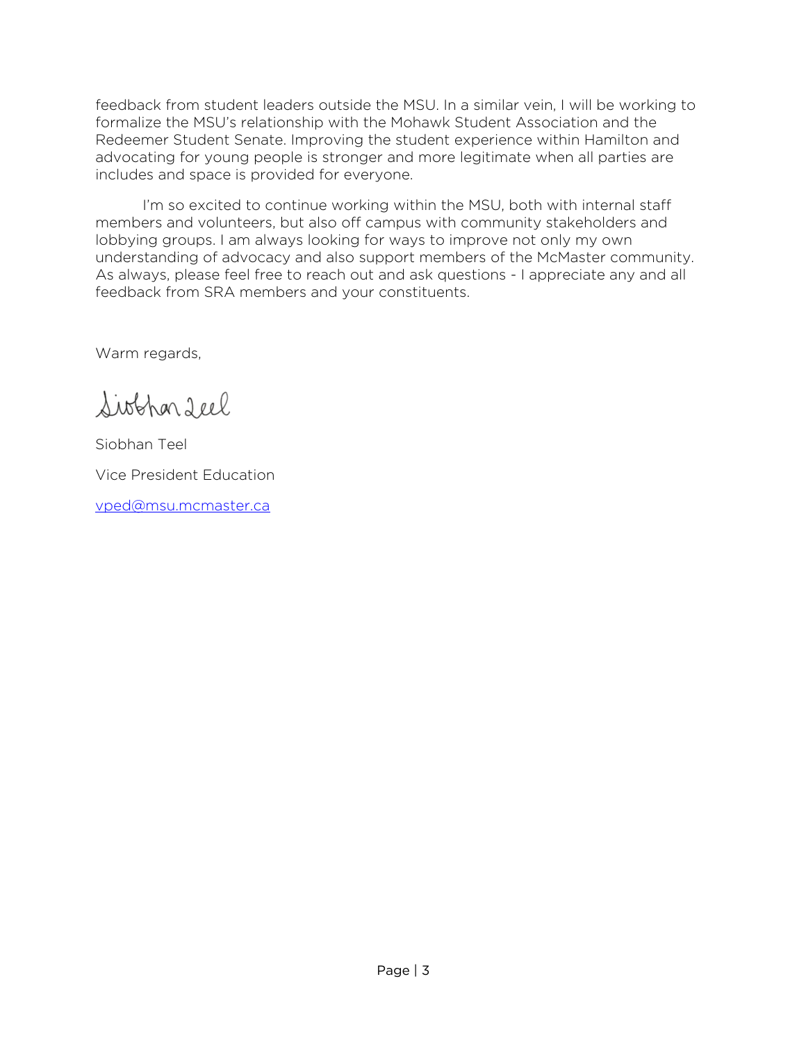feedback from student leaders outside the MSU. In a similar vein, I will be working to formalize the MSU's relationship with the Mohawk Student Association and the Redeemer Student Senate. Improving the student experience within Hamilton and advocating for young people is stronger and more legitimate when all parties are includes and space is provided for everyone.

I'm so excited to continue working within the MSU, both with internal staff members and volunteers, but also off campus with community stakeholders and lobbying groups. I am always looking for ways to improve not only my own understanding of advocacy and also support members of the McMaster community. As always, please feel free to reach out and ask questions - I appreciate any and all feedback from SRA members and your constituents.

Warm regards,

Siobhan Teel

Siobhan Teel

Vice President Education

vped@msu.mcmaster.ca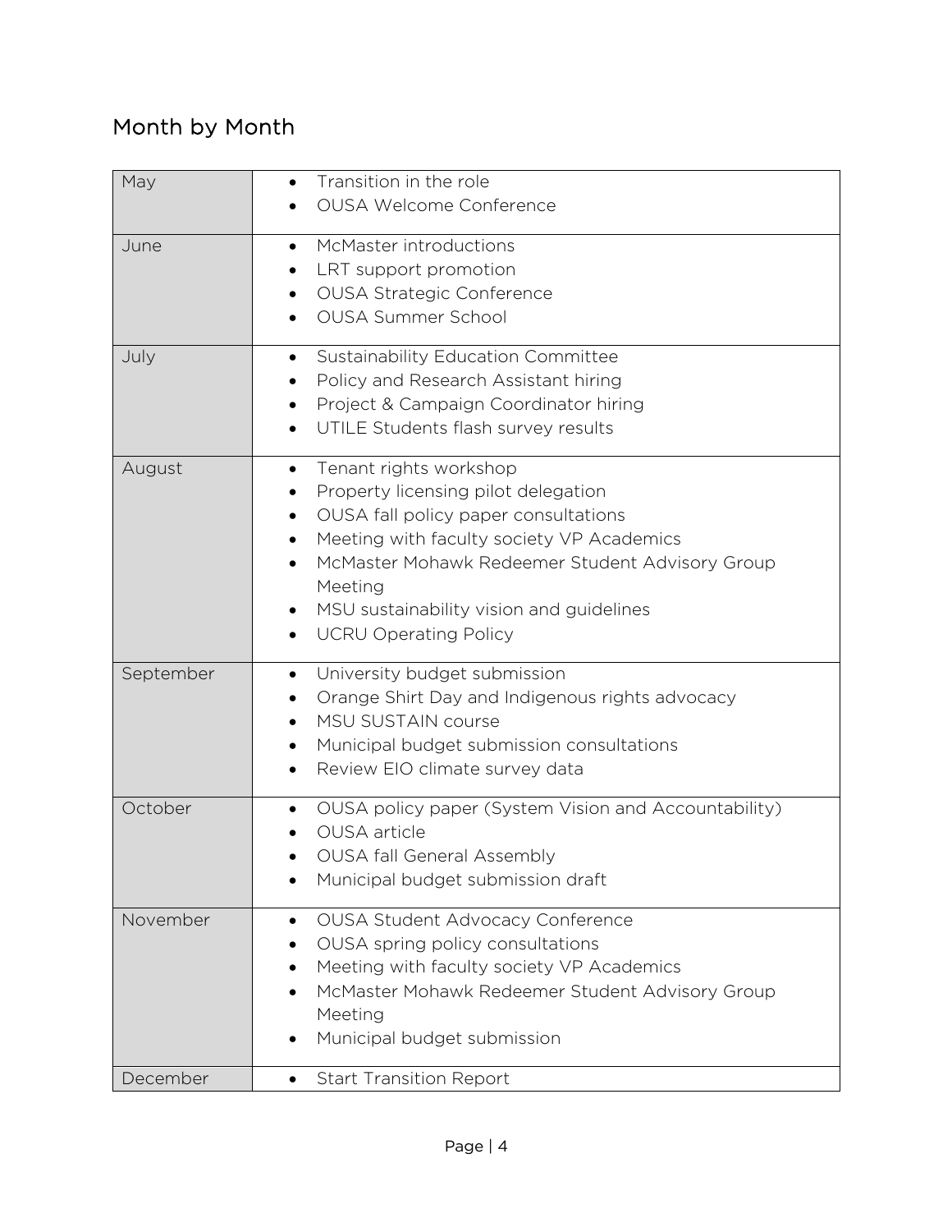## Month by Month

| Month | Activities |
| --- | --- |
| May | • Transition in the role<br>• OUSA Welcome Conference |
| June | • McMaster introductions<br>• LRT support promotion<br>• OUSA Strategic Conference<br>• OUSA Summer School |
| July | • Sustainability Education Committee<br>• Policy and Research Assistant hiring<br>• Project & Campaign Coordinator hiring<br>• UTILE Students flash survey results |
| August | • Tenant rights workshop<br>• Property licensing pilot delegation<br>• OUSA fall policy paper consultations<br>• Meeting with faculty society VP Academics<br>• McMaster Mohawk Redeemer Student Advisory Group Meeting<br>• MSU sustainability vision and guidelines<br>• UCRU Operating Policy |
| September | • University budget submission<br>• Orange Shirt Day and Indigenous rights advocacy<br>• MSU SUSTAIN course<br>• Municipal budget submission consultations<br>• Review EIO climate survey data |
| October | • OUSA policy paper (System Vision and Accountability)<br>• OUSA article<br>• OUSA fall General Assembly<br>• Municipal budget submission draft |
| November | • OUSA Student Advocacy Conference<br>• OUSA spring policy consultations<br>• Meeting with faculty society VP Academics<br>• McMaster Mohawk Redeemer Student Advisory Group Meeting<br>• Municipal budget submission |
| December | • Start Transition Report |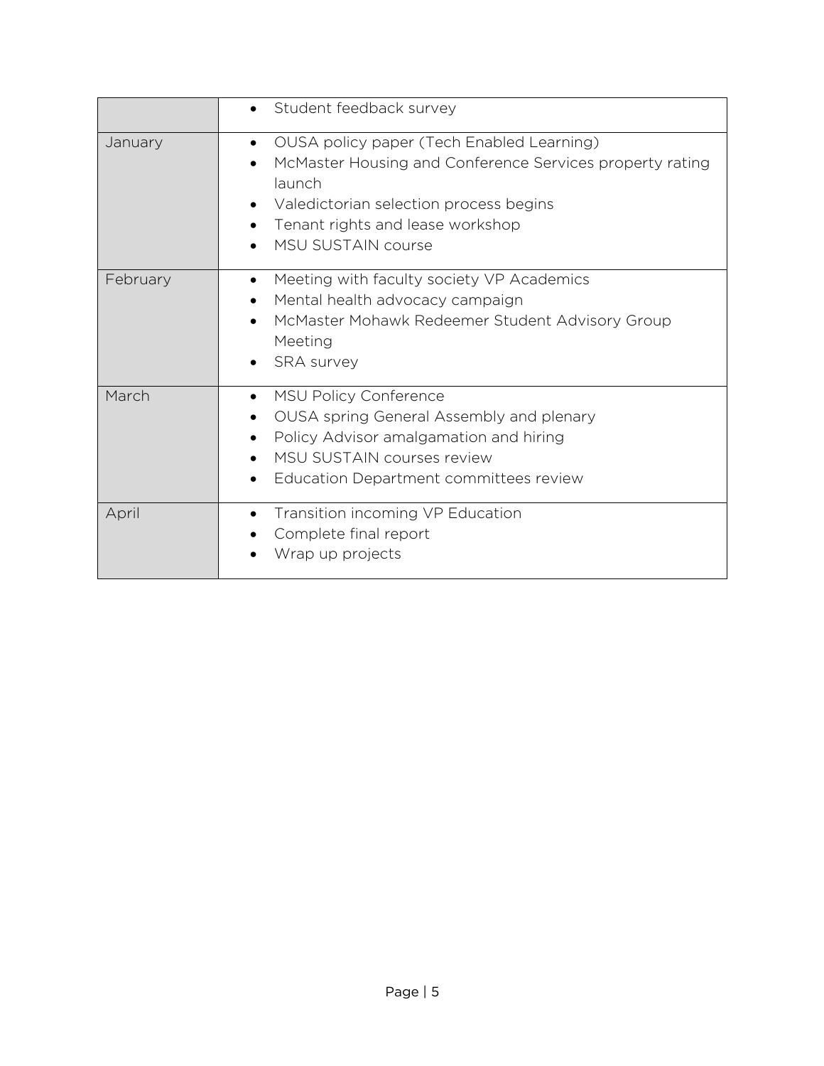| | |
|---|---|
| | • Student feedback survey |
| January | • OUSA policy paper (Tech Enabled Learning)<br>• McMaster Housing and Conference Services property rating launch<br>• Valedictorian selection process begins<br>• Tenant rights and lease workshop<br>• MSU SUSTAIN course |
| February | • Meeting with faculty society VP Academics<br>• Mental health advocacy campaign<br>• McMaster Mohawk Redeemer Student Advisory Group Meeting<br>• SRA survey |
| March | • MSU Policy Conference<br>• OUSA spring General Assembly and plenary<br>• Policy Advisor amalgamation and hiring<br>• MSU SUSTAIN courses review<br>• Education Department committees review |
| April | • Transition incoming VP Education<br>• Complete final report<br>• Wrap up projects |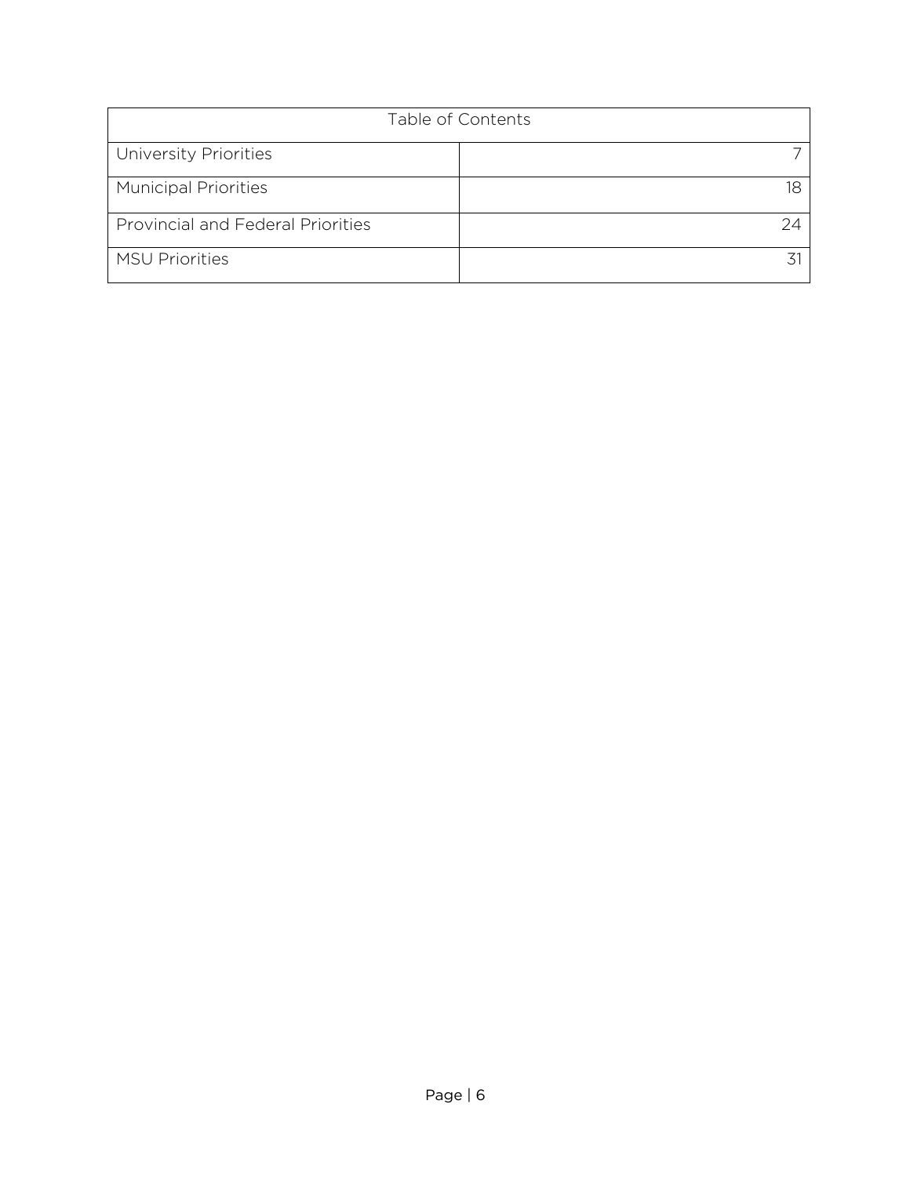| Table of Contents | |
| --- | --- |
| University Priorities | 7 |
| Municipal Priorities | 18 |
| Provincial and Federal Priorities | 24 |
| MSU Priorities | 31 |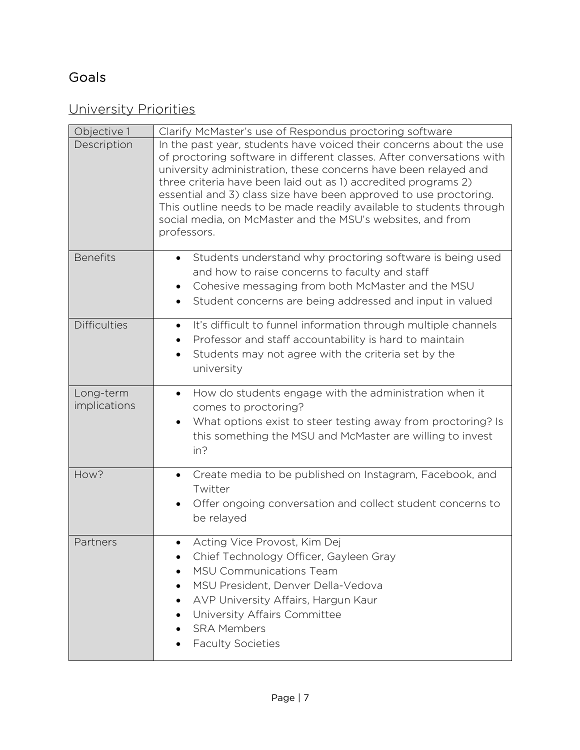# Goals

## University Priorities

| Objective 1 | Clarify McMaster's use of Respondus proctoring software |
|---|---|
| Description | In the past year, students have voiced their concerns about the use of proctoring software in different classes. After conversations with university administration, these concerns have been relayed and three criteria have been laid out as 1) accredited programs 2) essential and 3) class size have been approved to use proctoring. This outline needs to be made readily available to students through social media, on McMaster and the MSU's websites, and from professors. |
| Benefits | • Students understand why proctoring software is being used and how to raise concerns to faculty and staff<br>• Cohesive messaging from both McMaster and the MSU<br>• Student concerns are being addressed and input in valued |
| Difficulties | • It's difficult to funnel information through multiple channels<br>• Professor and staff accountability is hard to maintain<br>• Students may not agree with the criteria set by the university |
| Long-term implications | • How do students engage with the administration when it comes to proctoring?<br>• What options exist to steer testing away from proctoring? Is this something the MSU and McMaster are willing to invest in? |
| How? | • Create media to be published on Instagram, Facebook, and Twitter<br>• Offer ongoing conversation and collect student concerns to be relayed |
| Partners | • Acting Vice Provost, Kim Dej<br>• Chief Technology Officer, Gayleen Gray<br>• MSU Communications Team<br>• MSU President, Denver Della-Vedova<br>• AVP University Affairs, Hargun Kaur<br>• University Affairs Committee<br>• SRA Members<br>• Faculty Societies |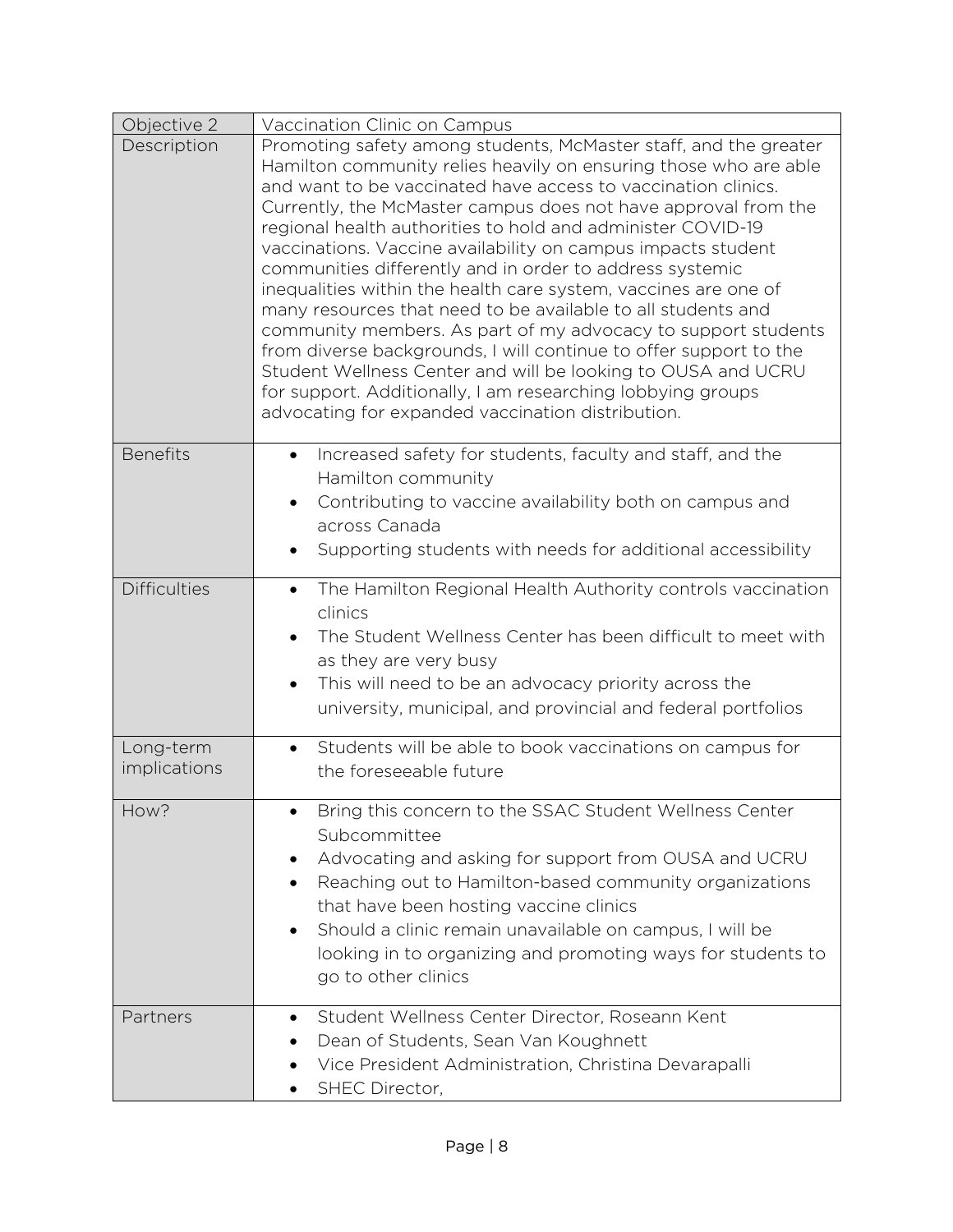| Objective 2 | Vaccination Clinic on Campus |
| --- | --- |
| Description | Promoting safety among students, McMaster staff, and the greater Hamilton community relies heavily on ensuring those who are able and want to be vaccinated have access to vaccination clinics. Currently, the McMaster campus does not have approval from the regional health authorities to hold and administer COVID-19 vaccinations. Vaccine availability on campus impacts student communities differently and in order to address systemic inequalities within the health care system, vaccines are one of many resources that need to be available to all students and community members. As part of my advocacy to support students from diverse backgrounds, I will continue to offer support to the Student Wellness Center and will be looking to OUSA and UCRU for support. Additionally, I am researching lobbying groups advocating for expanded vaccination distribution. |
| Benefits | • Increased safety for students, faculty and staff, and the Hamilton community<br>• Contributing to vaccine availability both on campus and across Canada<br>• Supporting students with needs for additional accessibility |
| Difficulties | • The Hamilton Regional Health Authority controls vaccination clinics<br>• The Student Wellness Center has been difficult to meet with as they are very busy<br>• This will need to be an advocacy priority across the university, municipal, and provincial and federal portfolios |
| Long-term implications | • Students will be able to book vaccinations on campus for the foreseeable future |
| How? | • Bring this concern to the SSAC Student Wellness Center Subcommittee<br>• Advocating and asking for support from OUSA and UCRU<br>• Reaching out to Hamilton-based community organizations that have been hosting vaccine clinics<br>• Should a clinic remain unavailable on campus, I will be looking in to organizing and promoting ways for students to go to other clinics |
| Partners | • Student Wellness Center Director, Roseann Kent<br>• Dean of Students, Sean Van Koughnett<br>• Vice President Administration, Christina Devarapalli<br>• SHEC Director, |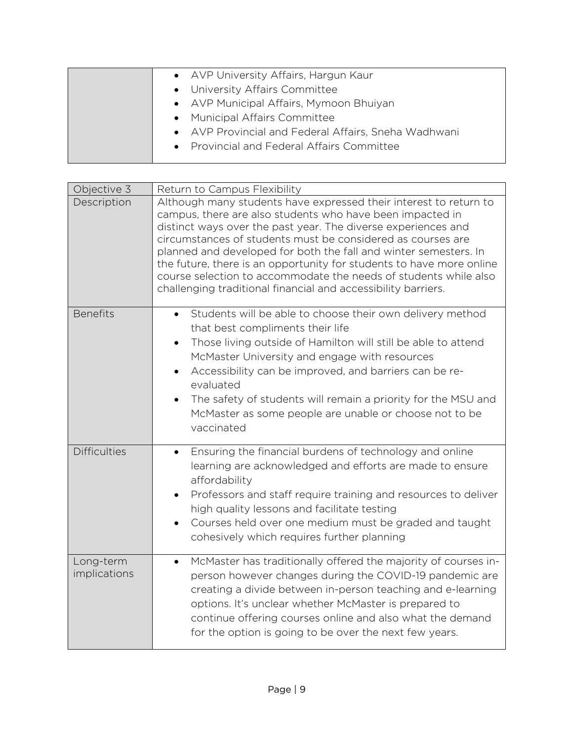| | |
|---|---|
| | • AVP University Affairs, Hargun Kaur<br>• University Affairs Committee<br>• AVP Municipal Affairs, Mymoon Bhuiyan<br>• Municipal Affairs Committee<br>• AVP Provincial and Federal Affairs, Sneha Wadhwani<br>• Provincial and Federal Affairs Committee |

| Objective 3 | Return to Campus Flexibility |
|---|---|
| Description | Although many students have expressed their interest to return to campus, there are also students who have been impacted in distinct ways over the past year. The diverse experiences and circumstances of students must be considered as courses are planned and developed for both the fall and winter semesters. In the future, there is an opportunity for students to have more online course selection to accommodate the needs of students while also challenging traditional financial and accessibility barriers. |
| Benefits | • Students will be able to choose their own delivery method that best compliments their life<br>• Those living outside of Hamilton will still be able to attend McMaster University and engage with resources<br>• Accessibility can be improved, and barriers can be re-evaluated<br>• The safety of students will remain a priority for the MSU and McMaster as some people are unable or choose not to be vaccinated |
| Difficulties | • Ensuring the financial burdens of technology and online learning are acknowledged and efforts are made to ensure affordability<br>• Professors and staff require training and resources to deliver high quality lessons and facilitate testing<br>• Courses held over one medium must be graded and taught cohesively which requires further planning |
| Long-term implications | • McMaster has traditionally offered the majority of courses in-person however changes during the COVID-19 pandemic are creating a divide between in-person teaching and e-learning options. It's unclear whether McMaster is prepared to continue offering courses online and also what the demand for the option is going to be over the next few years. |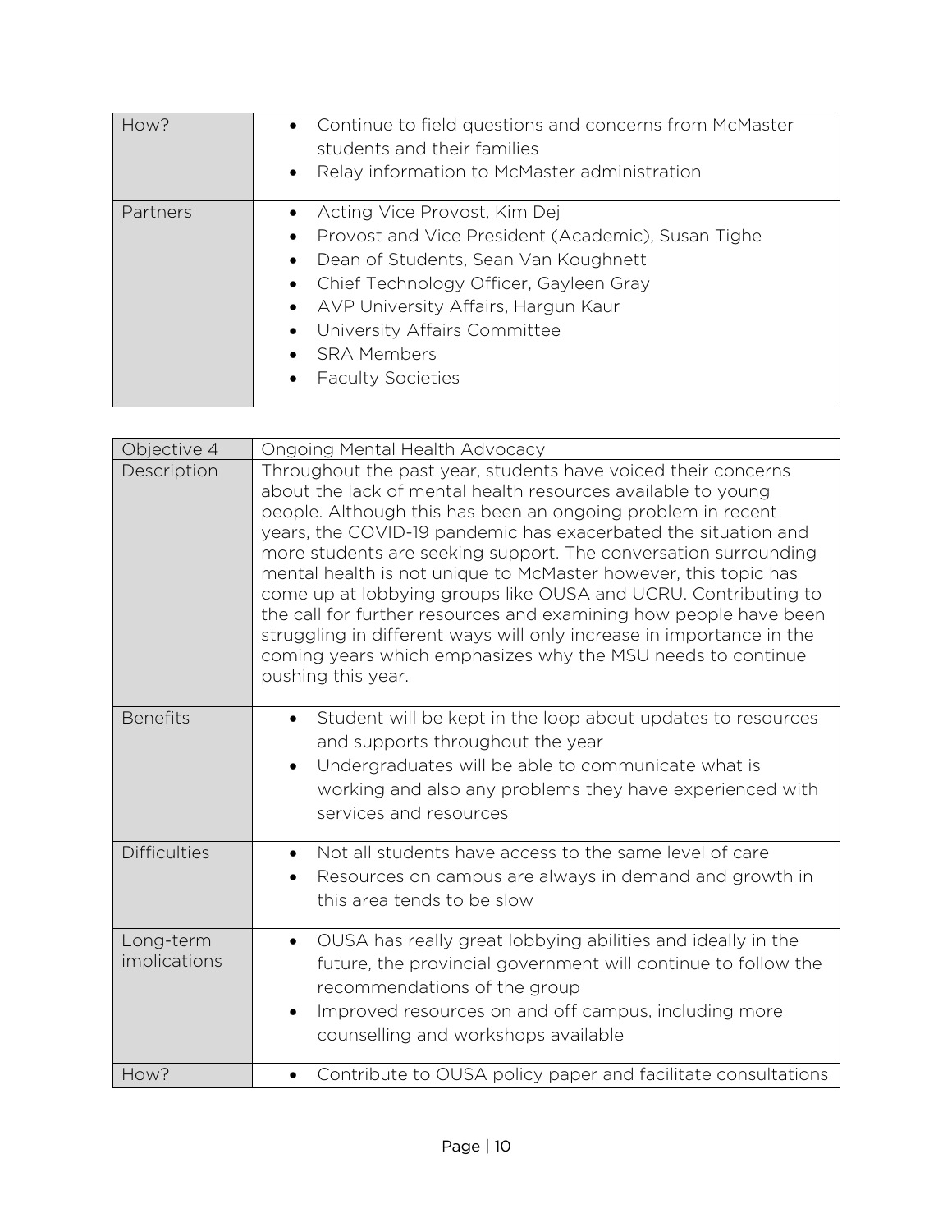| | |
|---|---|
| How? | • Continue to field questions and concerns from McMaster students and their families<br>• Relay information to McMaster administration |
| Partners | • Acting Vice Provost, Kim Dej<br>• Provost and Vice President (Academic), Susan Tighe<br>• Dean of Students, Sean Van Koughnett<br>• Chief Technology Officer, Gayleen Gray<br>• AVP University Affairs, Hargun Kaur<br>• University Affairs Committee<br>• SRA Members<br>• Faculty Societies |

| Objective 4 | Ongoing Mental Health Advocacy |
|---|---|
| Description | Throughout the past year, students have voiced their concerns about the lack of mental health resources available to young people. Although this has been an ongoing problem in recent years, the COVID-19 pandemic has exacerbated the situation and more students are seeking support. The conversation surrounding mental health is not unique to McMaster however, this topic has come up at lobbying groups like OUSA and UCRU. Contributing to the call for further resources and examining how people have been struggling in different ways will only increase in importance in the coming years which emphasizes why the MSU needs to continue pushing this year. |
| Benefits | • Student will be kept in the loop about updates to resources and supports throughout the year<br>• Undergraduates will be able to communicate what is working and also any problems they have experienced with services and resources |
| Difficulties | • Not all students have access to the same level of care<br>• Resources on campus are always in demand and growth in this area tends to be slow |
| Long-term implications | • OUSA has really great lobbying abilities and ideally in the future, the provincial government will continue to follow the recommendations of the group<br>• Improved resources on and off campus, including more counselling and workshops available |
| How? | • Contribute to OUSA policy paper and facilitate consultations |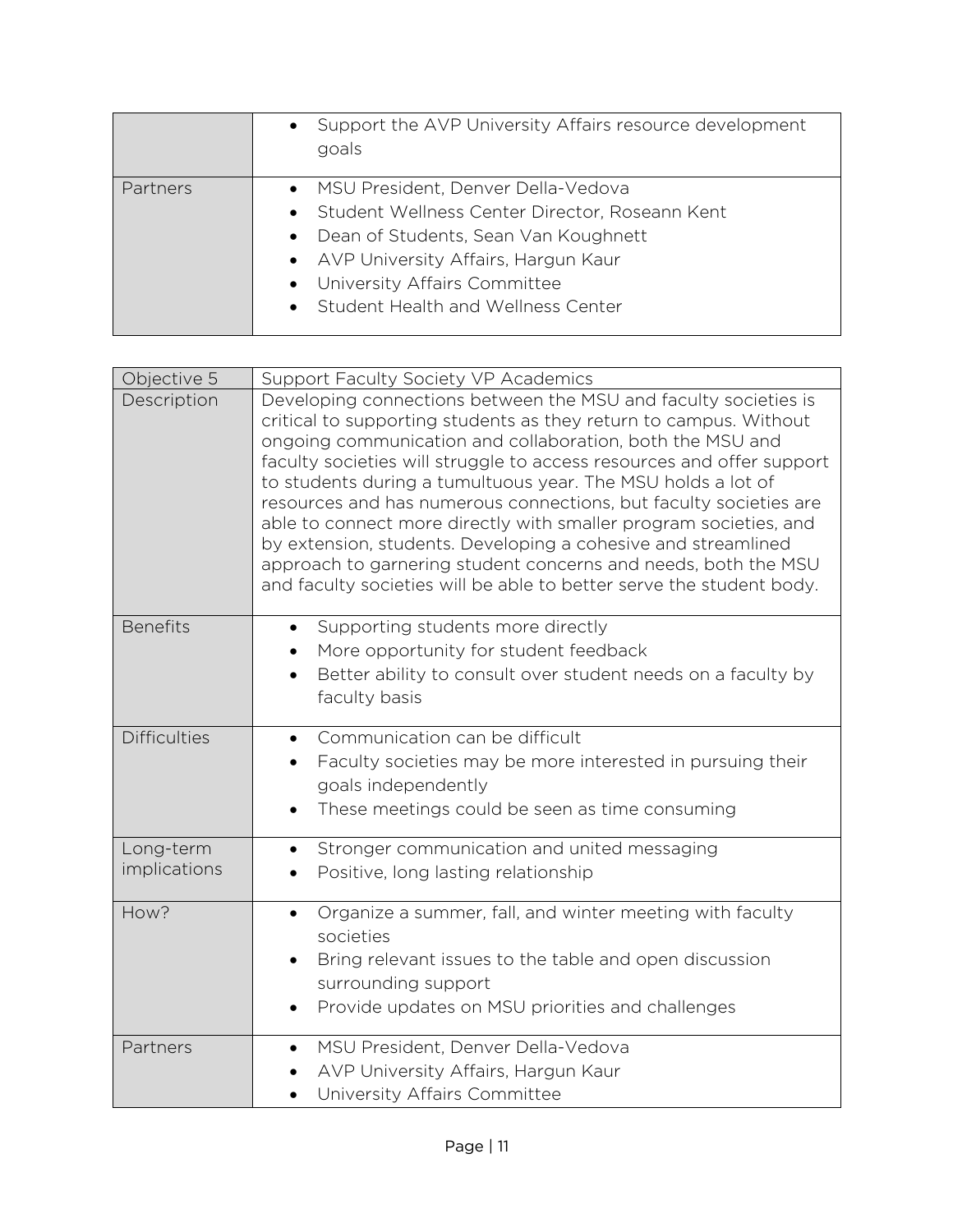| | |
|---|---|
| | • Support the AVP University Affairs resource development goals |
| Partners | • MSU President, Denver Della-Vedova<br>• Student Wellness Center Director, Roseann Kent<br>• Dean of Students, Sean Van Koughnett<br>• AVP University Affairs, Hargun Kaur<br>• University Affairs Committee<br>• Student Health and Wellness Center |

| Objective 5 | Support Faculty Society VP Academics |
|---|---|
| Description | Developing connections between the MSU and faculty societies is critical to supporting students as they return to campus. Without ongoing communication and collaboration, both the MSU and faculty societies will struggle to access resources and offer support to students during a tumultuous year. The MSU holds a lot of resources and has numerous connections, but faculty societies are able to connect more directly with smaller program societies, and by extension, students. Developing a cohesive and streamlined approach to garnering student concerns and needs, both the MSU and faculty societies will be able to better serve the student body. |
| Benefits | • Supporting students more directly<br>• More opportunity for student feedback<br>• Better ability to consult over student needs on a faculty by faculty basis |
| Difficulties | • Communication can be difficult<br>• Faculty societies may be more interested in pursuing their goals independently<br>• These meetings could be seen as time consuming |
| Long-term implications | • Stronger communication and united messaging<br>• Positive, long lasting relationship |
| How? | • Organize a summer, fall, and winter meeting with faculty societies<br>• Bring relevant issues to the table and open discussion surrounding support<br>• Provide updates on MSU priorities and challenges |
| Partners | • MSU President, Denver Della-Vedova<br>• AVP University Affairs, Hargun Kaur<br>• University Affairs Committee |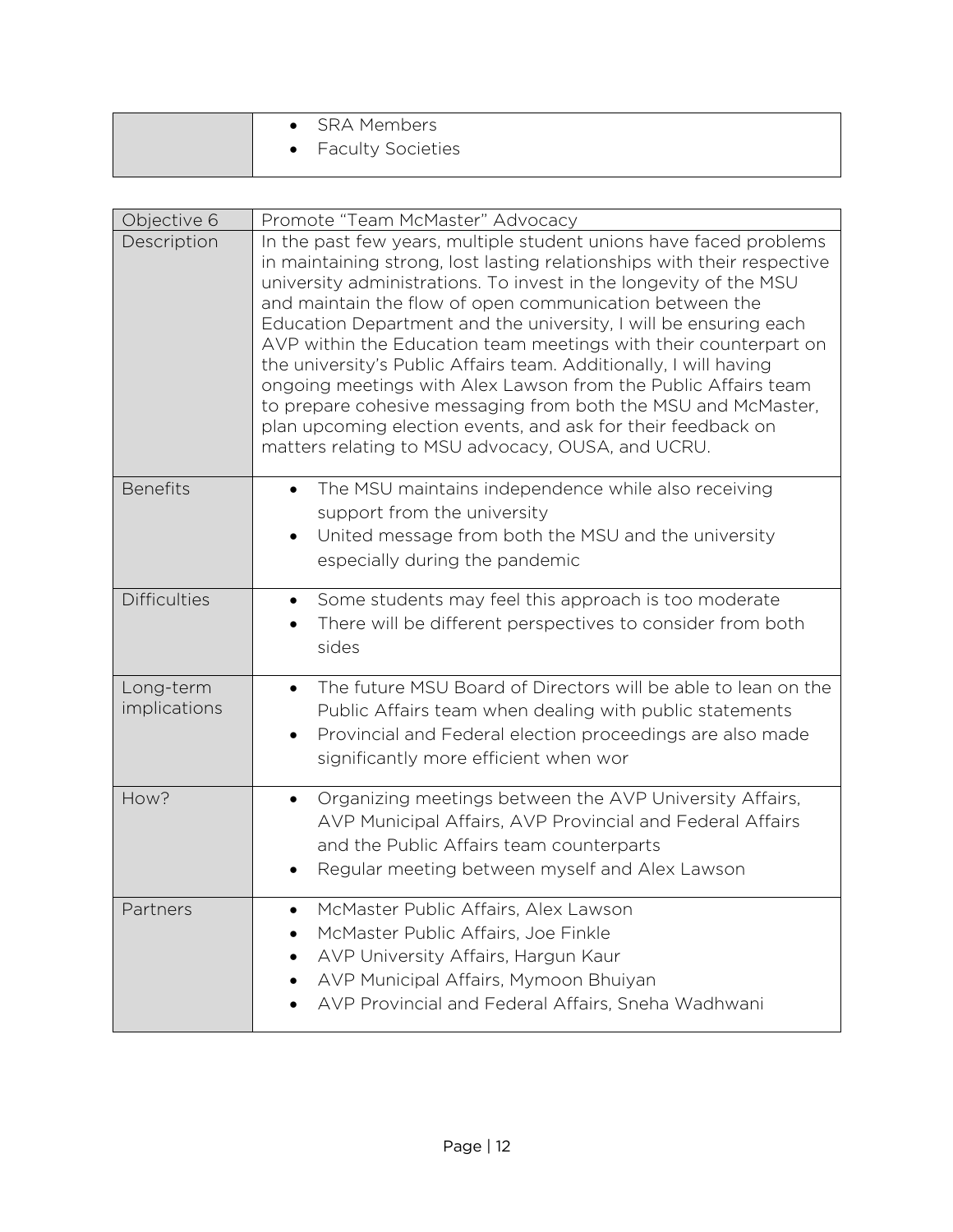| | |
|---|---|
| | • SRA Members<br>• Faculty Societies |

| Objective 6 | Promote "Team McMaster" Advocacy |
|---|---|
| Description | In the past few years, multiple student unions have faced problems in maintaining strong, lost lasting relationships with their respective university administrations. To invest in the longevity of the MSU and maintain the flow of open communication between the Education Department and the university, I will be ensuring each AVP within the Education team meetings with their counterpart on the university's Public Affairs team. Additionally, I will having ongoing meetings with Alex Lawson from the Public Affairs team to prepare cohesive messaging from both the MSU and McMaster, plan upcoming election events, and ask for their feedback on matters relating to MSU advocacy, OUSA, and UCRU. |
| Benefits | • The MSU maintains independence while also receiving support from the university<br>• United message from both the MSU and the university especially during the pandemic |
| Difficulties | • Some students may feel this approach is too moderate<br>• There will be different perspectives to consider from both sides |
| Long-term implications | • The future MSU Board of Directors will be able to lean on the Public Affairs team when dealing with public statements<br>• Provincial and Federal election proceedings are also made significantly more efficient when wor |
| How? | • Organizing meetings between the AVP University Affairs, AVP Municipal Affairs, AVP Provincial and Federal Affairs and the Public Affairs team counterparts<br>• Regular meeting between myself and Alex Lawson |
| Partners | • McMaster Public Affairs, Alex Lawson<br>• McMaster Public Affairs, Joe Finkle<br>• AVP University Affairs, Hargun Kaur<br>• AVP Municipal Affairs, Mymoon Bhuiyan<br>• AVP Provincial and Federal Affairs, Sneha Wadhwani |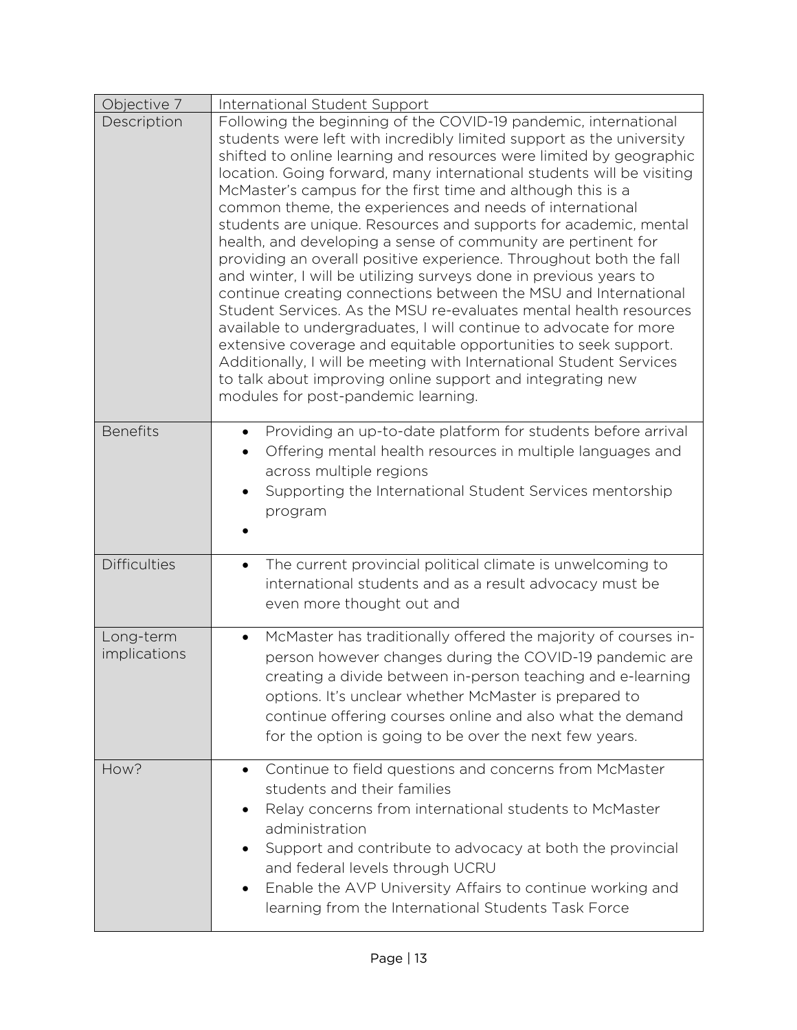| Objective 7 | International Student Support |
| --- | --- |
| Description | Following the beginning of the COVID-19 pandemic, international students were left with incredibly limited support as the university shifted to online learning and resources were limited by geographic location. Going forward, many international students will be visiting McMaster's campus for the first time and although this is a common theme, the experiences and needs of international students are unique. Resources and supports for academic, mental health, and developing a sense of community are pertinent for providing an overall positive experience. Throughout both the fall and winter, I will be utilizing surveys done in previous years to continue creating connections between the MSU and International Student Services. As the MSU re-evaluates mental health resources available to undergraduates, I will continue to advocate for more extensive coverage and equitable opportunities to seek support. Additionally, I will be meeting with International Student Services to talk about improving online support and integrating new modules for post-pandemic learning. |
| Benefits | • Providing an up-to-date platform for students before arrival<br>• Offering mental health resources in multiple languages and across multiple regions<br>• Supporting the International Student Services mentorship program<br>• |
| Difficulties | • The current provincial political climate is unwelcoming to international students and as a result advocacy must be even more thought out and |
| Long-term implications | • McMaster has traditionally offered the majority of courses in-person however changes during the COVID-19 pandemic are creating a divide between in-person teaching and e-learning options. It's unclear whether McMaster is prepared to continue offering courses online and also what the demand for the option is going to be over the next few years. |
| How? | • Continue to field questions and concerns from McMaster students and their families<br>• Relay concerns from international students to McMaster administration<br>• Support and contribute to advocacy at both the provincial and federal levels through UCRU<br>• Enable the AVP University Affairs to continue working and learning from the International Students Task Force |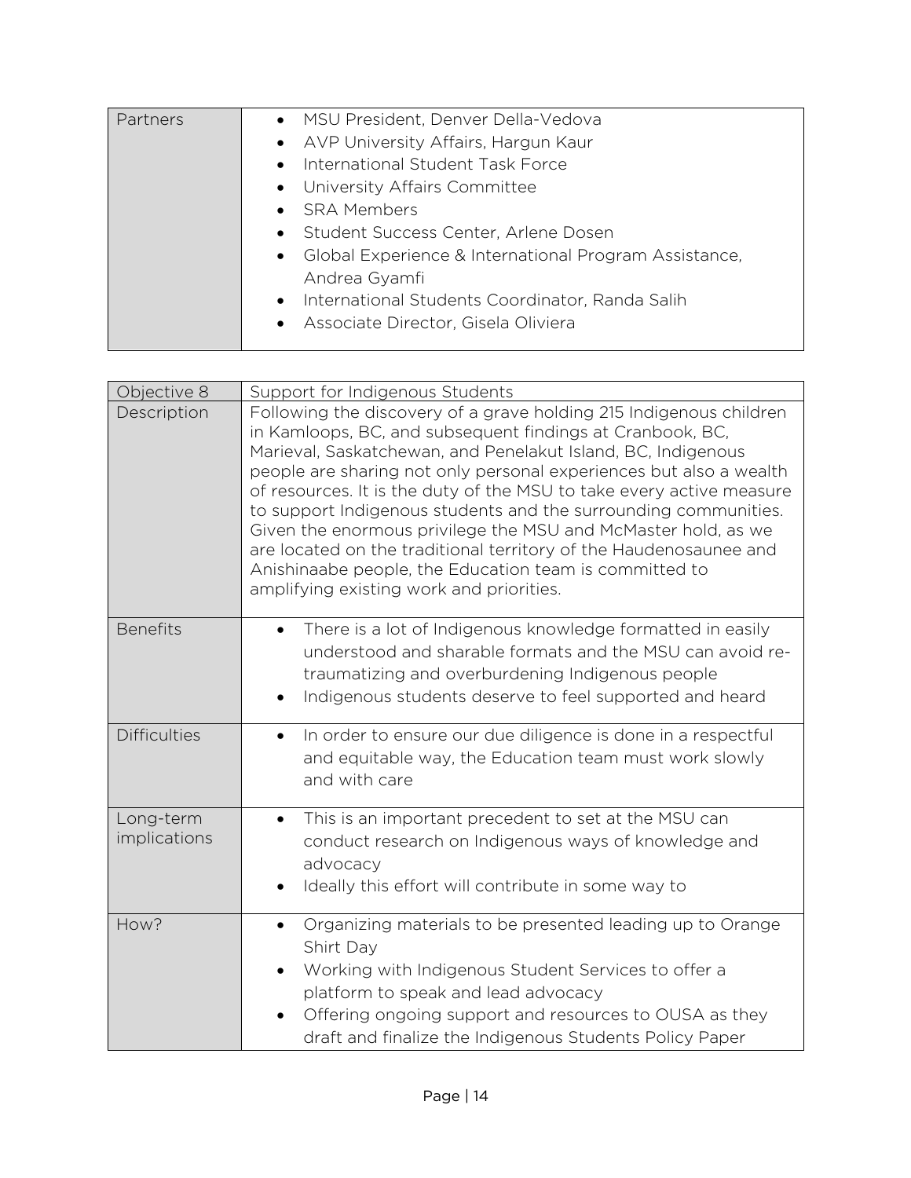| Partners | • MSU President, Denver Della-Vedova<br>• AVP University Affairs, Hargun Kaur<br>• International Student Task Force<br>• University Affairs Committee<br>• SRA Members<br>• Student Success Center, Arlene Dosen<br>• Global Experience & International Program Assistance, Andrea Gyamfi<br>• International Students Coordinator, Randa Salih<br>• Associate Director, Gisela Oliviera |
|---|---|

| Objective 8 | Support for Indigenous Students |
|---|---|
| Description | Following the discovery of a grave holding 215 Indigenous children in Kamloops, BC, and subsequent findings at Cranbook, BC, Marieval, Saskatchewan, and Penelakut Island, BC, Indigenous people are sharing not only personal experiences but also a wealth of resources. It is the duty of the MSU to take every active measure to support Indigenous students and the surrounding communities. Given the enormous privilege the MSU and McMaster hold, as we are located on the traditional territory of the Haudenosaunee and Anishinaabe people, the Education team is committed to amplifying existing work and priorities. |
| Benefits | • There is a lot of Indigenous knowledge formatted in easily understood and sharable formats and the MSU can avoid re-traumatizing and overburdening Indigenous people<br>• Indigenous students deserve to feel supported and heard |
| Difficulties | • In order to ensure our due diligence is done in a respectful and equitable way, the Education team must work slowly and with care |
| Long-term implications | • This is an important precedent to set at the MSU can conduct research on Indigenous ways of knowledge and advocacy<br>• Ideally this effort will contribute in some way to |
| How? | • Organizing materials to be presented leading up to Orange Shirt Day<br>• Working with Indigenous Student Services to offer a platform to speak and lead advocacy<br>• Offering ongoing support and resources to OUSA as they draft and finalize the Indigenous Students Policy Paper |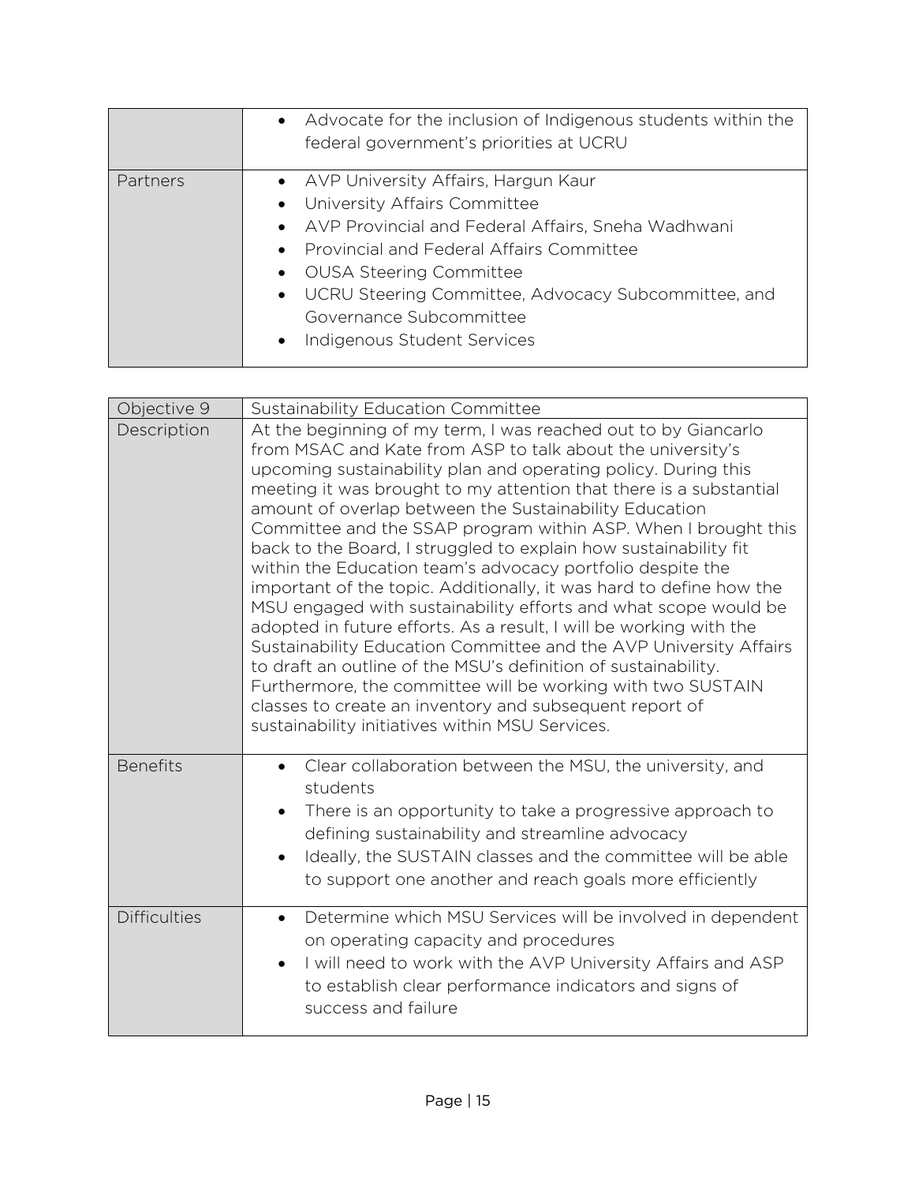| | |
|---|---|
| | • Advocate for the inclusion of Indigenous students within the federal government's priorities at UCRU |
| Partners | • AVP University Affairs, Hargun Kaur<br>• University Affairs Committee<br>• AVP Provincial and Federal Affairs, Sneha Wadhwani<br>• Provincial and Federal Affairs Committee<br>• OUSA Steering Committee<br>• UCRU Steering Committee, Advocacy Subcommittee, and Governance Subcommittee<br>• Indigenous Student Services |

| Objective 9 | Sustainability Education Committee |
|---|---|
| Description | At the beginning of my term, I was reached out to by Giancarlo from MSAC and Kate from ASP to talk about the university's upcoming sustainability plan and operating policy. During this meeting it was brought to my attention that there is a substantial amount of overlap between the Sustainability Education Committee and the SSAP program within ASP. When I brought this back to the Board, I struggled to explain how sustainability fit within the Education team's advocacy portfolio despite the important of the topic. Additionally, it was hard to define how the MSU engaged with sustainability efforts and what scope would be adopted in future efforts. As a result, I will be working with the Sustainability Education Committee and the AVP University Affairs to draft an outline of the MSU's definition of sustainability. Furthermore, the committee will be working with two SUSTAIN classes to create an inventory and subsequent report of sustainability initiatives within MSU Services. |
| Benefits | • Clear collaboration between the MSU, the university, and students<br>• There is an opportunity to take a progressive approach to defining sustainability and streamline advocacy<br>• Ideally, the SUSTAIN classes and the committee will be able to support one another and reach goals more efficiently |
| Difficulties | • Determine which MSU Services will be involved in dependent on operating capacity and procedures<br>• I will need to work with the AVP University Affairs and ASP to establish clear performance indicators and signs of success and failure |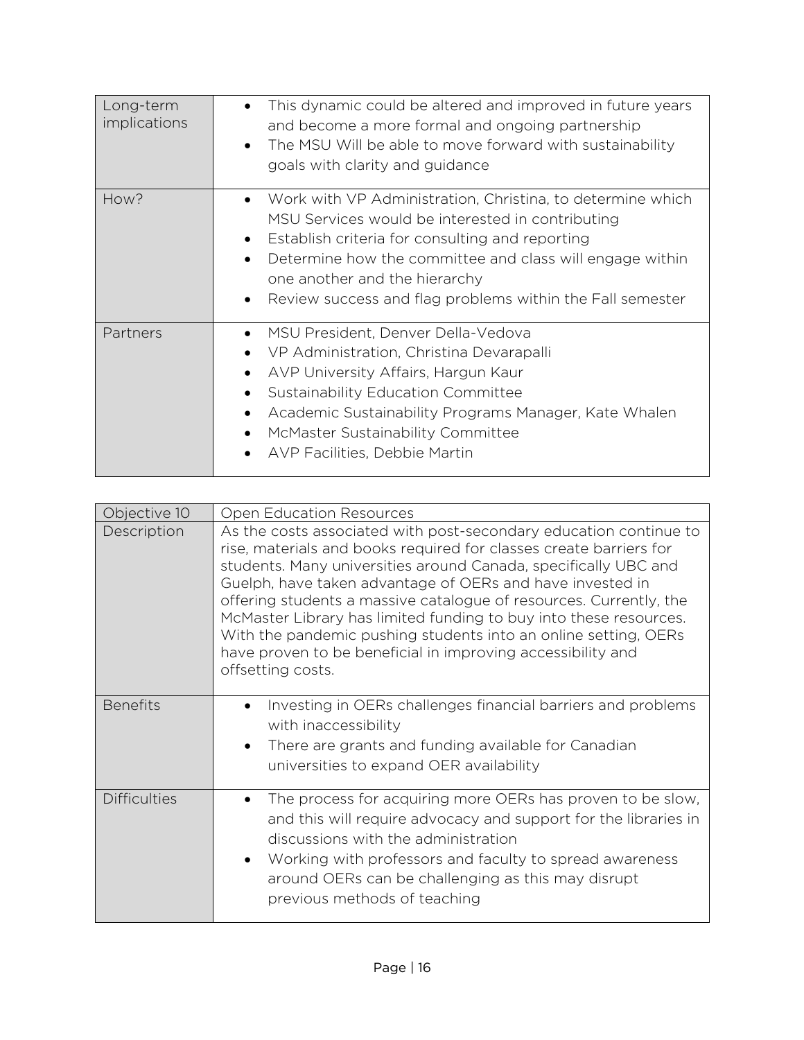| | |
|---|---|
| Long-term implications | • This dynamic could be altered and improved in future years and become a more formal and ongoing partnership<br>• The MSU Will be able to move forward with sustainability goals with clarity and guidance |
| How? | • Work with VP Administration, Christina, to determine which MSU Services would be interested in contributing<br>• Establish criteria for consulting and reporting<br>• Determine how the committee and class will engage within one another and the hierarchy<br>• Review success and flag problems within the Fall semester |
| Partners | • MSU President, Denver Della-Vedova<br>• VP Administration, Christina Devarapalli<br>• AVP University Affairs, Hargun Kaur<br>• Sustainability Education Committee<br>• Academic Sustainability Programs Manager, Kate Whalen<br>• McMaster Sustainability Committee<br>• AVP Facilities, Debbie Martin |

| Objective 10 | Open Education Resources |
|---|---|
| Description | As the costs associated with post-secondary education continue to rise, materials and books required for classes create barriers for students. Many universities around Canada, specifically UBC and Guelph, have taken advantage of OERs and have invested in offering students a massive catalogue of resources. Currently, the McMaster Library has limited funding to buy into these resources. With the pandemic pushing students into an online setting, OERs have proven to be beneficial in improving accessibility and offsetting costs. |
| Benefits | • Investing in OERs challenges financial barriers and problems with inaccessibility<br>• There are grants and funding available for Canadian universities to expand OER availability |
| Difficulties | • The process for acquiring more OERs has proven to be slow, and this will require advocacy and support for the libraries in discussions with the administration<br>• Working with professors and faculty to spread awareness around OERs can be challenging as this may disrupt previous methods of teaching |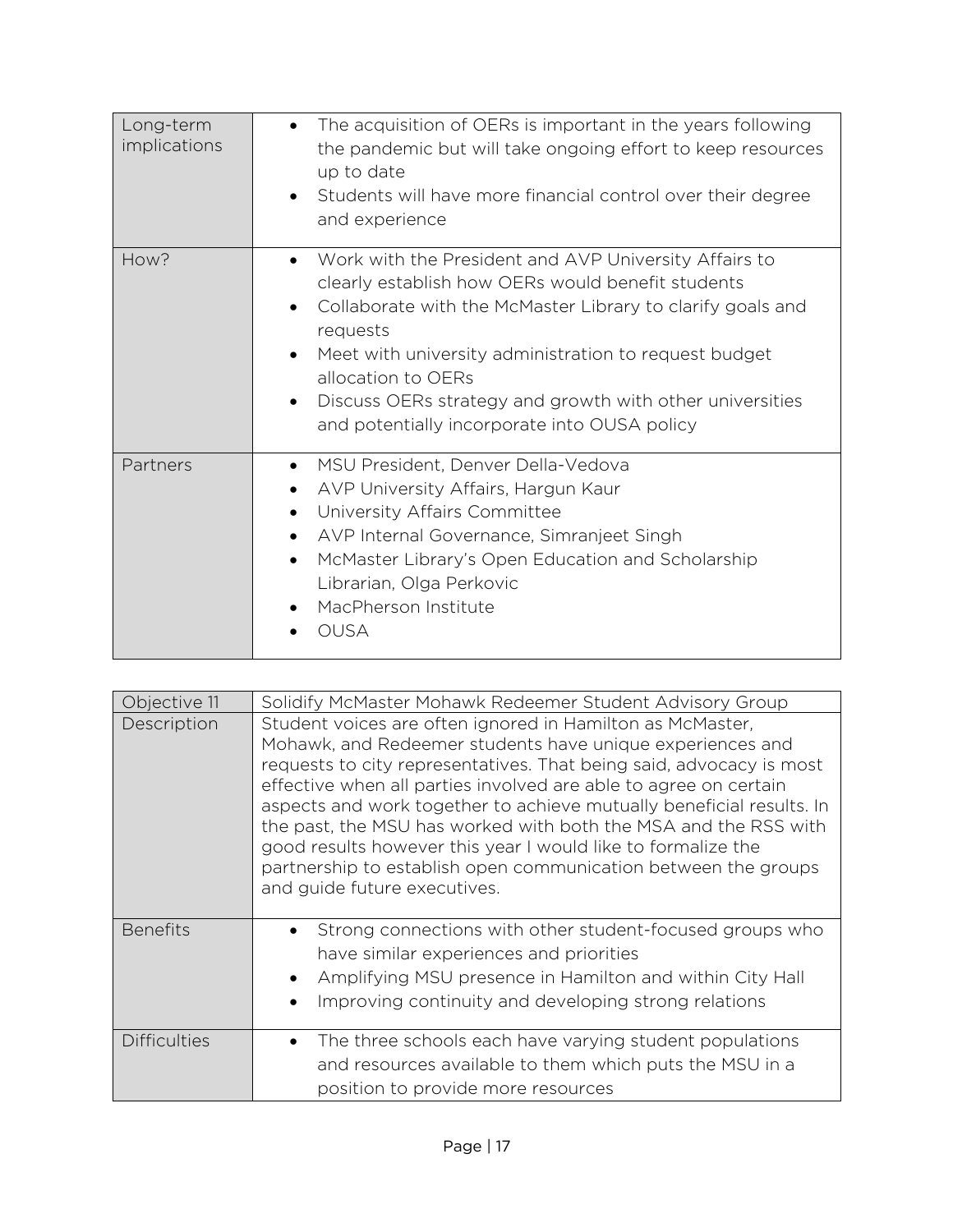| | |
|---|---|
| Long-term implications | • The acquisition of OERs is important in the years following the pandemic but will take ongoing effort to keep resources up to date<br>• Students will have more financial control over their degree and experience |
| How? | • Work with the President and AVP University Affairs to clearly establish how OERs would benefit students<br>• Collaborate with the McMaster Library to clarify goals and requests<br>• Meet with university administration to request budget allocation to OERs<br>• Discuss OERs strategy and growth with other universities and potentially incorporate into OUSA policy |
| Partners | • MSU President, Denver Della-Vedova<br>• AVP University Affairs, Hargun Kaur<br>• University Affairs Committee<br>• AVP Internal Governance, Simranjeet Singh<br>• McMaster Library's Open Education and Scholarship Librarian, Olga Perkovic<br>• MacPherson Institute<br>• OUSA |

| Objective 11 | Solidify McMaster Mohawk Redeemer Student Advisory Group |
|---|---|
| Description | Student voices are often ignored in Hamilton as McMaster, Mohawk, and Redeemer students have unique experiences and requests to city representatives. That being said, advocacy is most effective when all parties involved are able to agree on certain aspects and work together to achieve mutually beneficial results. In the past, the MSU has worked with both the MSA and the RSS with good results however this year I would like to formalize the partnership to establish open communication between the groups and guide future executives. |
| Benefits | • Strong connections with other student-focused groups who have similar experiences and priorities<br>• Amplifying MSU presence in Hamilton and within City Hall<br>• Improving continuity and developing strong relations |
| Difficulties | • The three schools each have varying student populations and resources available to them which puts the MSU in a position to provide more resources |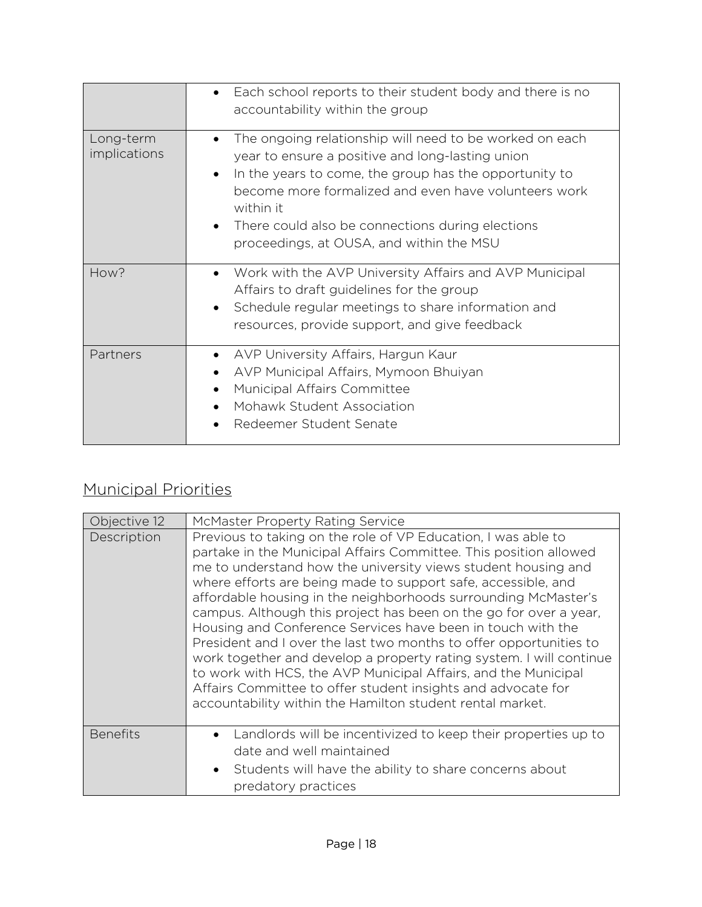| | |
|---|---|
| | • Each school reports to their student body and there is no accountability within the group |
| Long-term implications | • The ongoing relationship will need to be worked on each year to ensure a positive and long-lasting union<br>• In the years to come, the group has the opportunity to become more formalized and even have volunteers work within it<br>• There could also be connections during elections proceedings, at OUSA, and within the MSU |
| How? | • Work with the AVP University Affairs and AVP Municipal Affairs to draft guidelines for the group<br>• Schedule regular meetings to share information and resources, provide support, and give feedback |
| Partners | • AVP University Affairs, Hargun Kaur<br>• AVP Municipal Affairs, Mymoon Bhuiyan<br>• Municipal Affairs Committee<br>• Mohawk Student Association<br>• Redeemer Student Senate |

## Municipal Priorities

| Objective 12 | McMaster Property Rating Service |
|---|---|
| Description | Previous to taking on the role of VP Education, I was able to partake in the Municipal Affairs Committee. This position allowed me to understand how the university views student housing and where efforts are being made to support safe, accessible, and affordable housing in the neighborhoods surrounding McMaster's campus. Although this project has been on the go for over a year, Housing and Conference Services have been in touch with the President and I over the last two months to offer opportunities to work together and develop a property rating system. I will continue to work with HCS, the AVP Municipal Affairs, and the Municipal Affairs Committee to offer student insights and advocate for accountability within the Hamilton student rental market. |
| Benefits | • Landlords will be incentivized to keep their properties up to date and well maintained<br>• Students will have the ability to share concerns about predatory practices |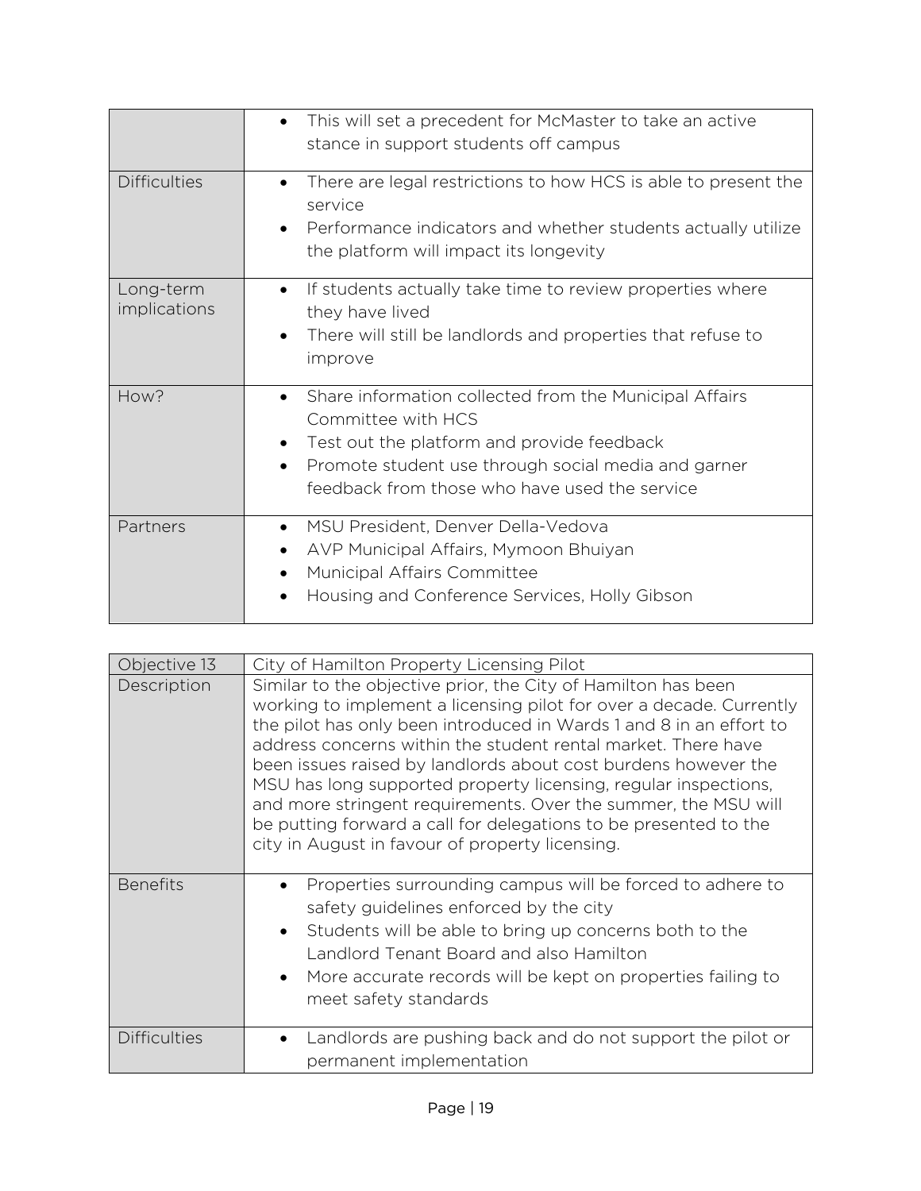| | |
|---|---|
| | • This will set a precedent for McMaster to take an active stance in support students off campus |
| Difficulties | • There are legal restrictions to how HCS is able to present the service<br>• Performance indicators and whether students actually utilize the platform will impact its longevity |
| Long-term implications | • If students actually take time to review properties where they have lived<br>• There will still be landlords and properties that refuse to improve |
| How? | • Share information collected from the Municipal Affairs Committee with HCS<br>• Test out the platform and provide feedback<br>• Promote student use through social media and garner feedback from those who have used the service |
| Partners | • MSU President, Denver Della-Vedova<br>• AVP Municipal Affairs, Mymoon Bhuiyan<br>• Municipal Affairs Committee<br>• Housing and Conference Services, Holly Gibson |

| Objective 13 | City of Hamilton Property Licensing Pilot |
|---|---|
| Description | Similar to the objective prior, the City of Hamilton has been working to implement a licensing pilot for over a decade. Currently the pilot has only been introduced in Wards 1 and 8 in an effort to address concerns within the student rental market. There have been issues raised by landlords about cost burdens however the MSU has long supported property licensing, regular inspections, and more stringent requirements. Over the summer, the MSU will be putting forward a call for delegations to be presented to the city in August in favour of property licensing. |
| Benefits | • Properties surrounding campus will be forced to adhere to safety guidelines enforced by the city<br>• Students will be able to bring up concerns both to the Landlord Tenant Board and also Hamilton<br>• More accurate records will be kept on properties failing to meet safety standards |
| Difficulties | • Landlords are pushing back and do not support the pilot or permanent implementation |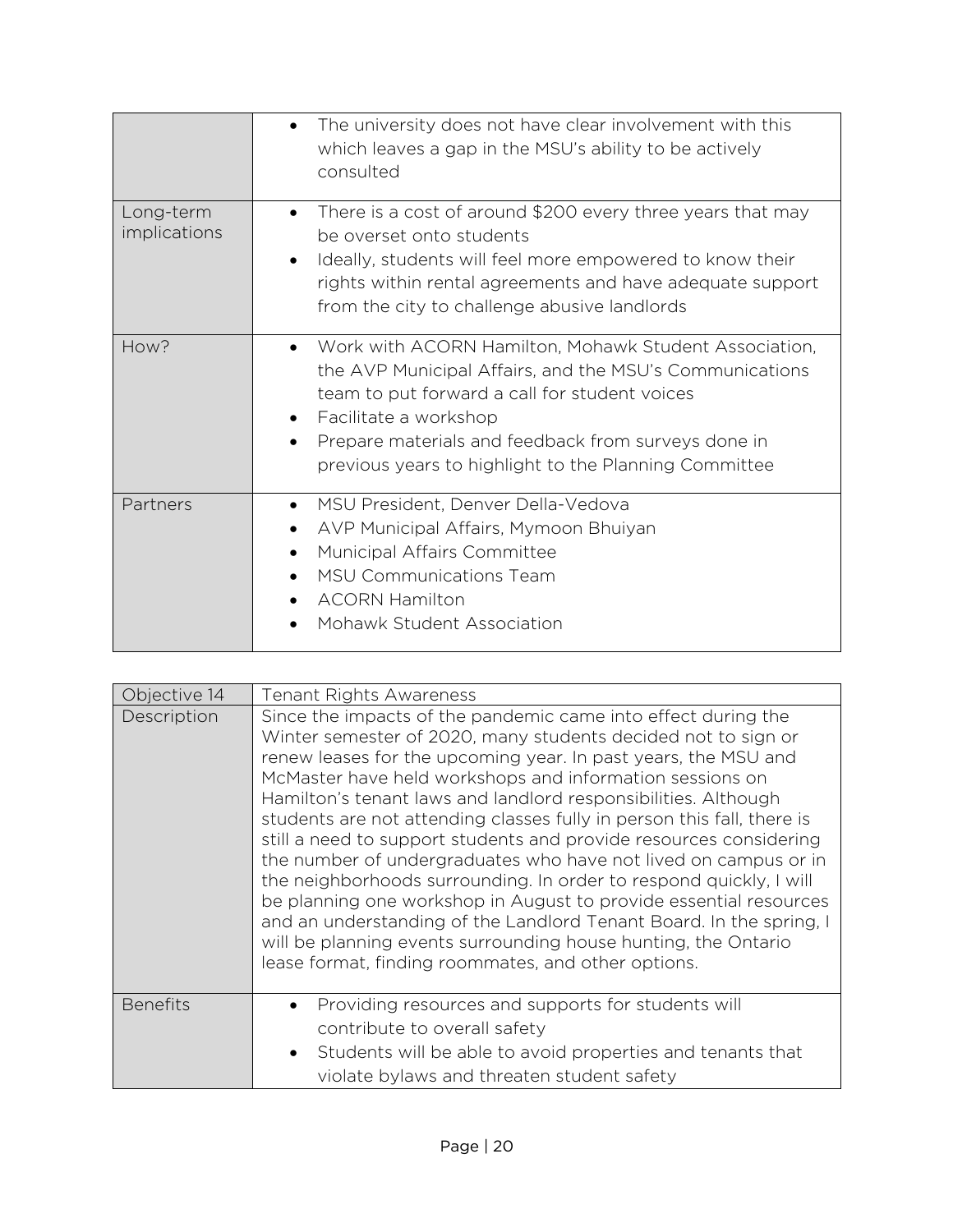| | |
|---|---|
| | • The university does not have clear involvement with this which leaves a gap in the MSU's ability to be actively consulted |
| Long-term implications | • There is a cost of around $200 every three years that may be overset onto students<br>• Ideally, students will feel more empowered to know their rights within rental agreements and have adequate support from the city to challenge abusive landlords |
| How? | • Work with ACORN Hamilton, Mohawk Student Association, the AVP Municipal Affairs, and the MSU's Communications team to put forward a call for student voices<br>• Facilitate a workshop<br>• Prepare materials and feedback from surveys done in previous years to highlight to the Planning Committee |
| Partners | • MSU President, Denver Della-Vedova<br>• AVP Municipal Affairs, Mymoon Bhuiyan<br>• Municipal Affairs Committee<br>• MSU Communications Team<br>• ACORN Hamilton<br>• Mohawk Student Association |

| Objective 14 | Tenant Rights Awareness |
|---|---|
| Description | Since the impacts of the pandemic came into effect during the Winter semester of 2020, many students decided not to sign or renew leases for the upcoming year. In past years, the MSU and McMaster have held workshops and information sessions on Hamilton's tenant laws and landlord responsibilities. Although students are not attending classes fully in person this fall, there is still a need to support students and provide resources considering the number of undergraduates who have not lived on campus or in the neighborhoods surrounding. In order to respond quickly, I will be planning one workshop in August to provide essential resources and an understanding of the Landlord Tenant Board. In the spring, I will be planning events surrounding house hunting, the Ontario lease format, finding roommates, and other options. |
| Benefits | • Providing resources and supports for students will contribute to overall safety<br>• Students will be able to avoid properties and tenants that violate bylaws and threaten student safety |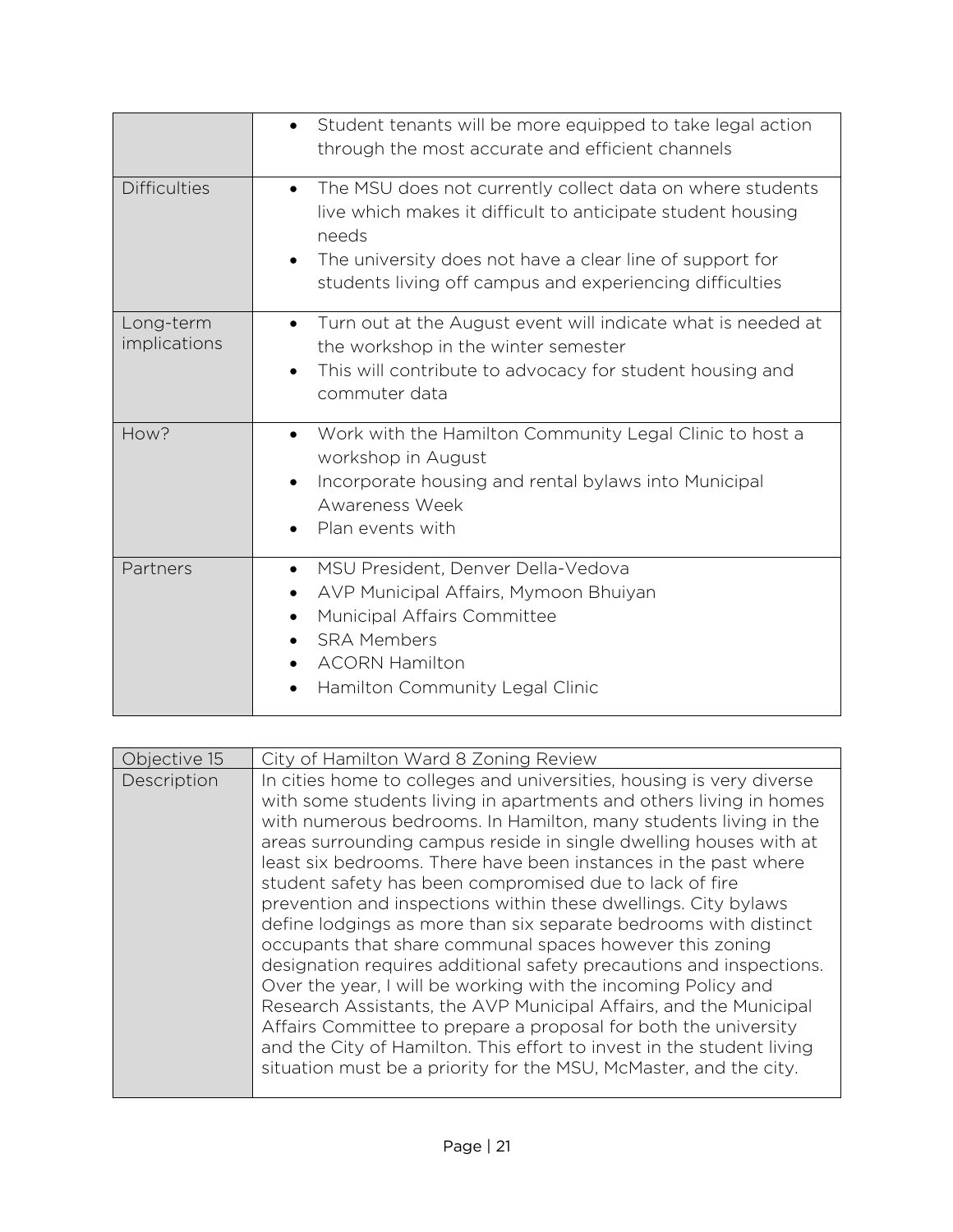| | |
|---|---|
| | • Student tenants will be more equipped to take legal action through the most accurate and efficient channels |
| Difficulties | • The MSU does not currently collect data on where students live which makes it difficult to anticipate student housing needs<br>• The university does not have a clear line of support for students living off campus and experiencing difficulties |
| Long-term implications | • Turn out at the August event will indicate what is needed at the workshop in the winter semester<br>• This will contribute to advocacy for student housing and commuter data |
| How? | • Work with the Hamilton Community Legal Clinic to host a workshop in August<br>• Incorporate housing and rental bylaws into Municipal Awareness Week<br>• Plan events with |
| Partners | • MSU President, Denver Della-Vedova<br>• AVP Municipal Affairs, Mymoon Bhuiyan<br>• Municipal Affairs Committee<br>• SRA Members<br>• ACORN Hamilton<br>• Hamilton Community Legal Clinic |

| Objective 15 | City of Hamilton Ward 8 Zoning Review |
|---|---|
| Description | In cities home to colleges and universities, housing is very diverse with some students living in apartments and others living in homes with numerous bedrooms. In Hamilton, many students living in the areas surrounding campus reside in single dwelling houses with at least six bedrooms. There have been instances in the past where student safety has been compromised due to lack of fire prevention and inspections within these dwellings. City bylaws define lodgings as more than six separate bedrooms with distinct occupants that share communal spaces however this zoning designation requires additional safety precautions and inspections. Over the year, I will be working with the incoming Policy and Research Assistants, the AVP Municipal Affairs, and the Municipal Affairs Committee to prepare a proposal for both the university and the City of Hamilton. This effort to invest in the student living situation must be a priority for the MSU, McMaster, and the city. |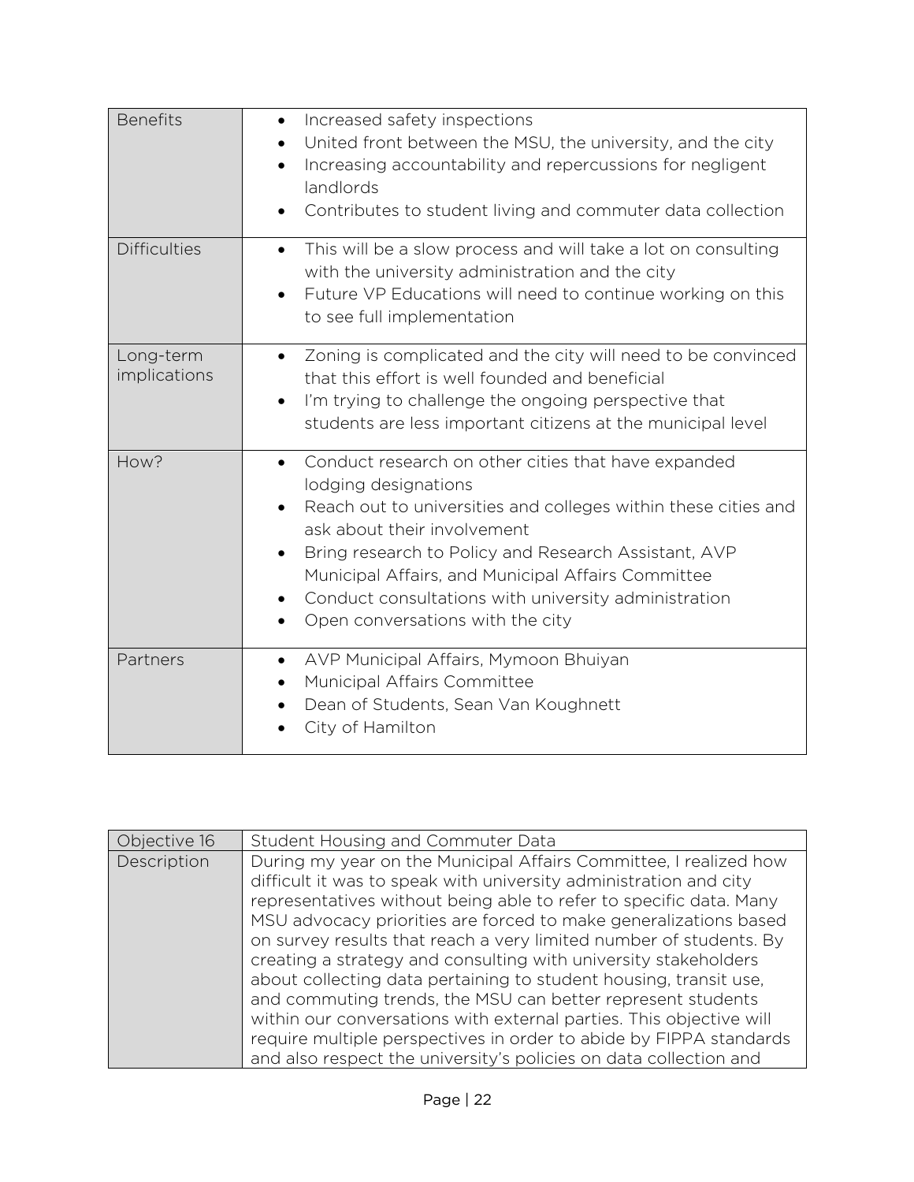| | |
|---|---|
| Benefits | • Increased safety inspections<br>• United front between the MSU, the university, and the city<br>• Increasing accountability and repercussions for negligent landlords<br>• Contributes to student living and commuter data collection |
| Difficulties | • This will be a slow process and will take a lot on consulting with the university administration and the city<br>• Future VP Educations will need to continue working on this to see full implementation |
| Long-term implications | • Zoning is complicated and the city will need to be convinced that this effort is well founded and beneficial<br>• I'm trying to challenge the ongoing perspective that students are less important citizens at the municipal level |
| How? | • Conduct research on other cities that have expanded lodging designations<br>• Reach out to universities and colleges within these cities and ask about their involvement<br>• Bring research to Policy and Research Assistant, AVP Municipal Affairs, and Municipal Affairs Committee<br>• Conduct consultations with university administration<br>• Open conversations with the city |
| Partners | • AVP Municipal Affairs, Mymoon Bhuiyan<br>• Municipal Affairs Committee<br>• Dean of Students, Sean Van Koughnett<br>• City of Hamilton |

| Objective 16 | Student Housing and Commuter Data |
|---|---|
| Description | During my year on the Municipal Affairs Committee, I realized how difficult it was to speak with university administration and city representatives without being able to refer to specific data. Many MSU advocacy priorities are forced to make generalizations based on survey results that reach a very limited number of students. By creating a strategy and consulting with university stakeholders about collecting data pertaining to student housing, transit use, and commuting trends, the MSU can better represent students within our conversations with external parties. This objective will require multiple perspectives in order to abide by FIPPA standards and also respect the university's policies on data collection and |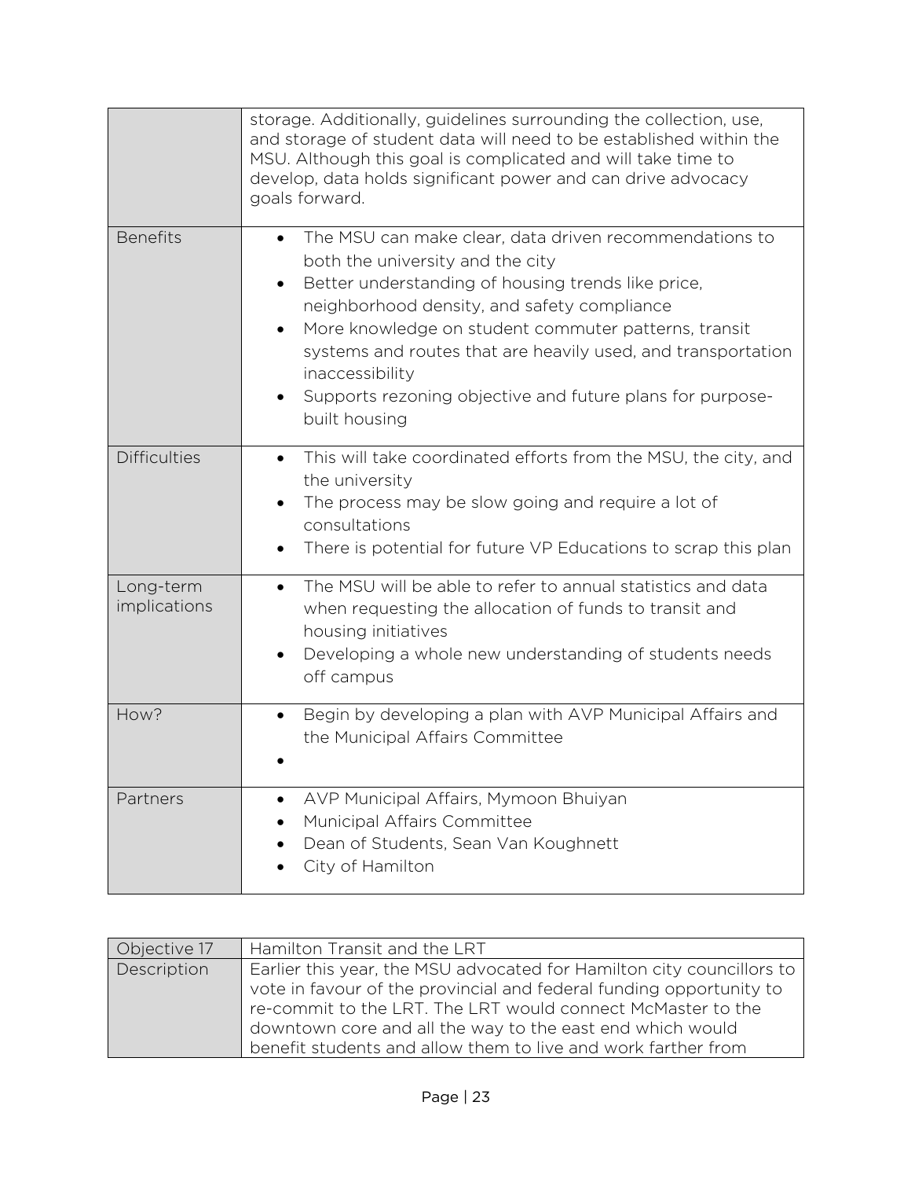| | |
|---|---|
| | storage. Additionally, guidelines surrounding the collection, use, and storage of student data will need to be established within the MSU. Although this goal is complicated and will take time to develop, data holds significant power and can drive advocacy goals forward. |
| Benefits | • The MSU can make clear, data driven recommendations to both the university and the city<br>• Better understanding of housing trends like price, neighborhood density, and safety compliance<br>• More knowledge on student commuter patterns, transit systems and routes that are heavily used, and transportation inaccessibility<br>• Supports rezoning objective and future plans for purpose-built housing |
| Difficulties | • This will take coordinated efforts from the MSU, the city, and the university<br>• The process may be slow going and require a lot of consultations<br>• There is potential for future VP Educations to scrap this plan |
| Long-term implications | • The MSU will be able to refer to annual statistics and data when requesting the allocation of funds to transit and housing initiatives<br>• Developing a whole new understanding of students needs off campus |
| How? | • Begin by developing a plan with AVP Municipal Affairs and the Municipal Affairs Committee<br>• |
| Partners | • AVP Municipal Affairs, Mymoon Bhuiyan<br>• Municipal Affairs Committee<br>• Dean of Students, Sean Van Koughnett<br>• City of Hamilton |

| Objective 17 | Hamilton Transit and the LRT |
|---|---|
| Description | Earlier this year, the MSU advocated for Hamilton city councillors to vote in favour of the provincial and federal funding opportunity to re-commit to the LRT. The LRT would connect McMaster to the downtown core and all the way to the east end which would benefit students and allow them to live and work farther from |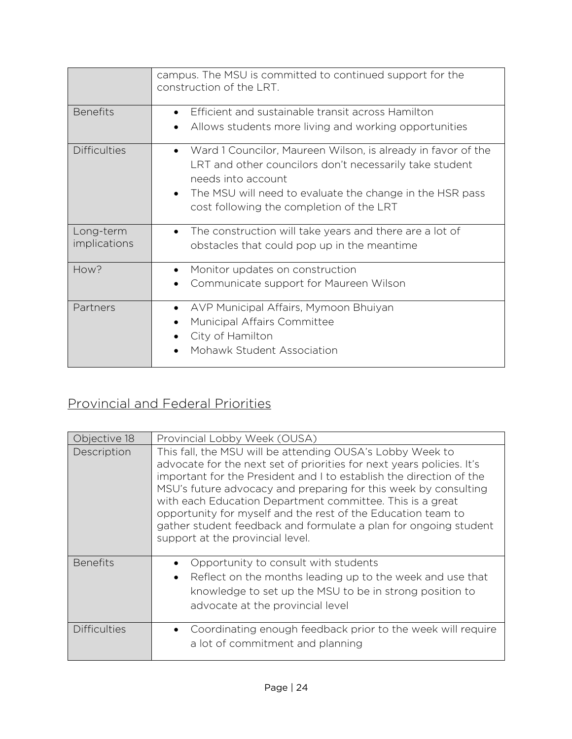| | |
|---|---|
| | campus. The MSU is committed to continued support for the construction of the LRT. |
| Benefits | • Efficient and sustainable transit across Hamilton<br>• Allows students more living and working opportunities |
| Difficulties | • Ward 1 Councilor, Maureen Wilson, is already in favor of the LRT and other councilors don't necessarily take student needs into account<br>• The MSU will need to evaluate the change in the HSR pass cost following the completion of the LRT |
| Long-term implications | • The construction will take years and there are a lot of obstacles that could pop up in the meantime |
| How? | • Monitor updates on construction<br>• Communicate support for Maureen Wilson |
| Partners | • AVP Municipal Affairs, Mymoon Bhuiyan<br>• Municipal Affairs Committee<br>• City of Hamilton<br>• Mohawk Student Association |

## Provincial and Federal Priorities

| Objective 18 | Provincial Lobby Week (OUSA) |
|---|---|
| Description | This fall, the MSU will be attending OUSA's Lobby Week to advocate for the next set of priorities for next years policies. It's important for the President and I to establish the direction of the MSU's future advocacy and preparing for this week by consulting with each Education Department committee. This is a great opportunity for myself and the rest of the Education team to gather student feedback and formulate a plan for ongoing student support at the provincial level. |
| Benefits | • Opportunity to consult with students<br>• Reflect on the months leading up to the week and use that knowledge to set up the MSU to be in strong position to advocate at the provincial level |
| Difficulties | • Coordinating enough feedback prior to the week will require a lot of commitment and planning |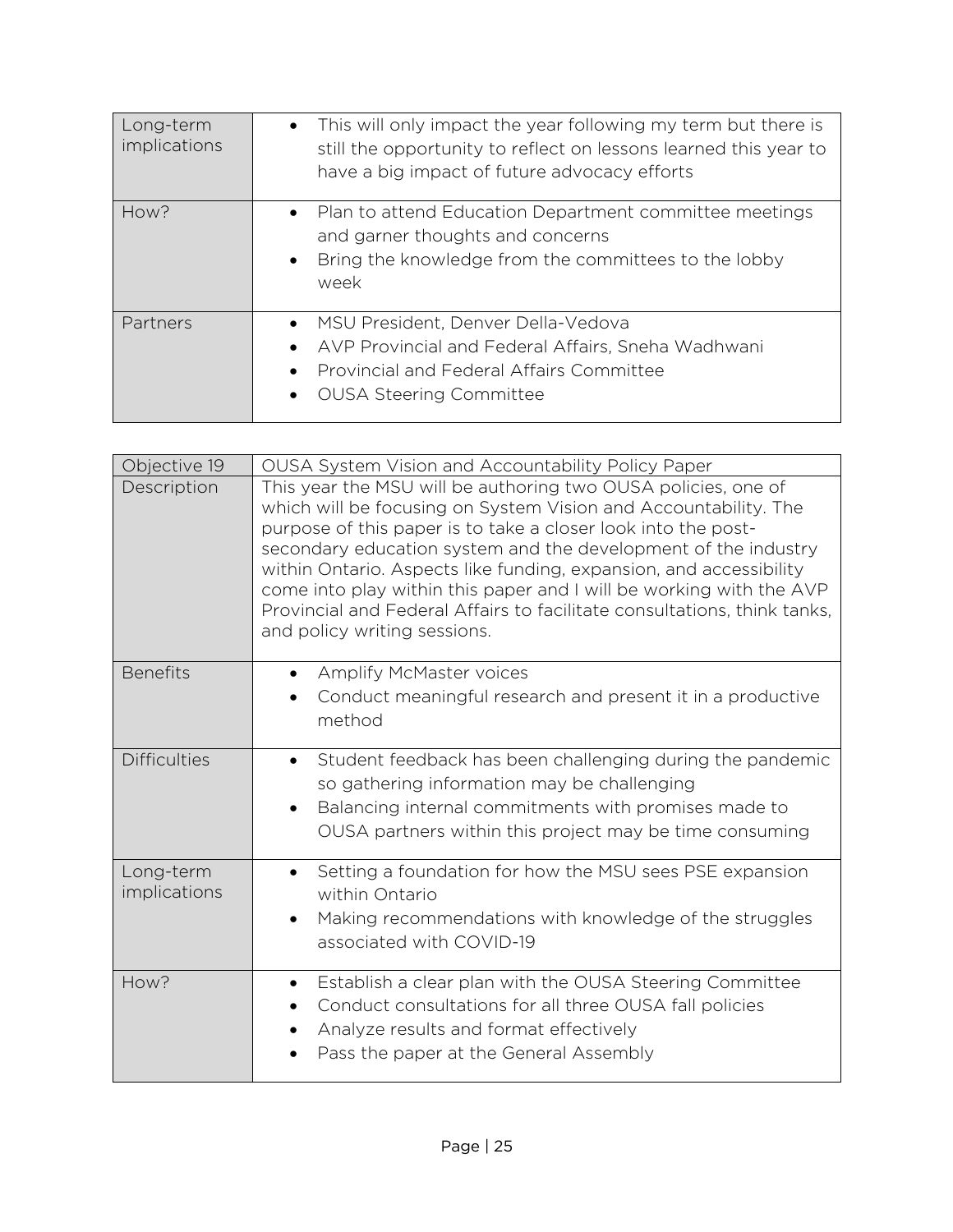| | |
|---|---|
| Long-term implications | • This will only impact the year following my term but there is still the opportunity to reflect on lessons learned this year to have a big impact of future advocacy efforts |
| How? | • Plan to attend Education Department committee meetings and garner thoughts and concerns<br>• Bring the knowledge from the committees to the lobby week |
| Partners | • MSU President, Denver Della-Vedova<br>• AVP Provincial and Federal Affairs, Sneha Wadhwani<br>• Provincial and Federal Affairs Committee<br>• OUSA Steering Committee |

| Objective 19 | OUSA System Vision and Accountability Policy Paper |
|---|---|
| Description | This year the MSU will be authoring two OUSA policies, one of which will be focusing on System Vision and Accountability. The purpose of this paper is to take a closer look into the post-secondary education system and the development of the industry within Ontario. Aspects like funding, expansion, and accessibility come into play within this paper and I will be working with the AVP Provincial and Federal Affairs to facilitate consultations, think tanks, and policy writing sessions. |
| Benefits | • Amplify McMaster voices<br>• Conduct meaningful research and present it in a productive method |
| Difficulties | • Student feedback has been challenging during the pandemic so gathering information may be challenging<br>• Balancing internal commitments with promises made to OUSA partners within this project may be time consuming |
| Long-term implications | • Setting a foundation for how the MSU sees PSE expansion within Ontario<br>• Making recommendations with knowledge of the struggles associated with COVID-19 |
| How? | • Establish a clear plan with the OUSA Steering Committee<br>• Conduct consultations for all three OUSA fall policies<br>• Analyze results and format effectively<br>• Pass the paper at the General Assembly |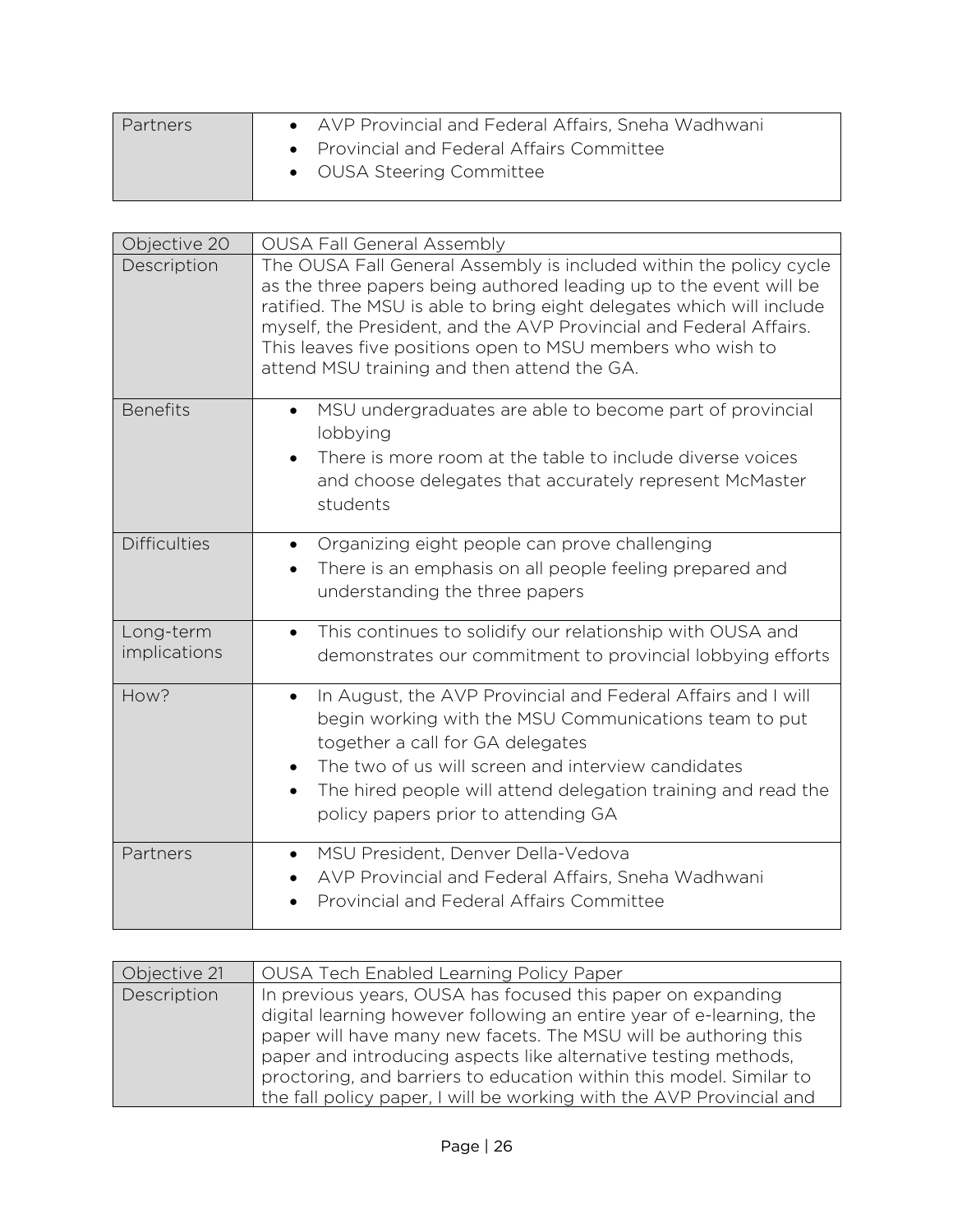| Partners | • AVP Provincial and Federal Affairs, Sneha Wadhwani<br>• Provincial and Federal Affairs Committee<br>• OUSA Steering Committee |
|---|---|

| Objective 20 | OUSA Fall General Assembly |
|---|---|
| Description | The OUSA Fall General Assembly is included within the policy cycle as the three papers being authored leading up to the event will be ratified. The MSU is able to bring eight delegates which will include myself, the President, and the AVP Provincial and Federal Affairs. This leaves five positions open to MSU members who wish to attend MSU training and then attend the GA. |
| Benefits | • MSU undergraduates are able to become part of provincial lobbying<br>• There is more room at the table to include diverse voices and choose delegates that accurately represent McMaster students |
| Difficulties | • Organizing eight people can prove challenging<br>• There is an emphasis on all people feeling prepared and understanding the three papers |
| Long-term implications | • This continues to solidify our relationship with OUSA and demonstrates our commitment to provincial lobbying efforts |
| How? | • In August, the AVP Provincial and Federal Affairs and I will begin working with the MSU Communications team to put together a call for GA delegates<br>• The two of us will screen and interview candidates<br>• The hired people will attend delegation training and read the policy papers prior to attending GA |
| Partners | • MSU President, Denver Della-Vedova<br>• AVP Provincial and Federal Affairs, Sneha Wadhwani<br>• Provincial and Federal Affairs Committee |

| Objective 21 | OUSA Tech Enabled Learning Policy Paper |
|---|---|
| Description | In previous years, OUSA has focused this paper on expanding digital learning however following an entire year of e-learning, the paper will have many new facets. The MSU will be authoring this paper and introducing aspects like alternative testing methods, proctoring, and barriers to education within this model. Similar to the fall policy paper, I will be working with the AVP Provincial and |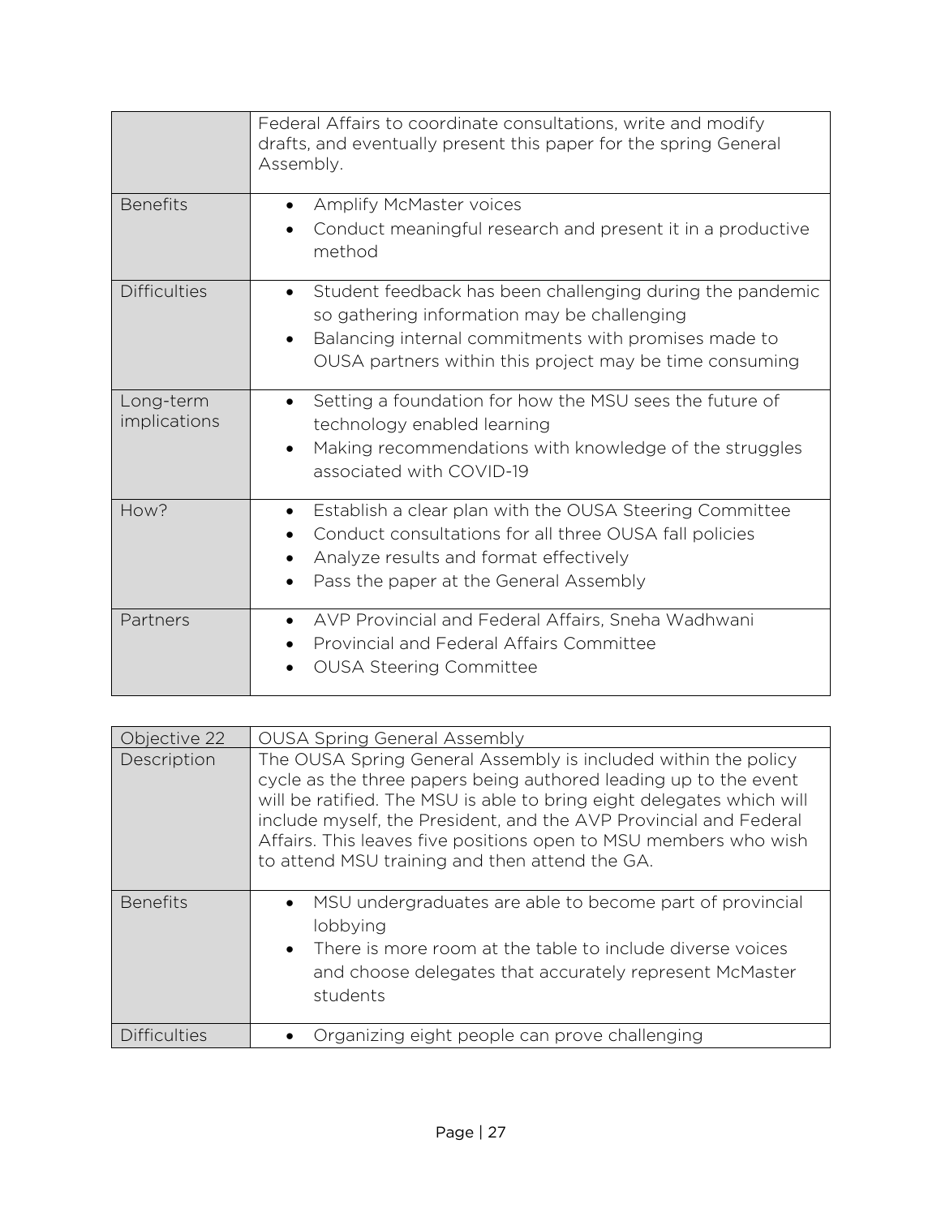| | |
|---|---|
| | Federal Affairs to coordinate consultations, write and modify drafts, and eventually present this paper for the spring General Assembly. |
| Benefits | • Amplify McMaster voices<br>• Conduct meaningful research and present it in a productive method |
| Difficulties | • Student feedback has been challenging during the pandemic so gathering information may be challenging<br>• Balancing internal commitments with promises made to OUSA partners within this project may be time consuming |
| Long-term implications | • Setting a foundation for how the MSU sees the future of technology enabled learning<br>• Making recommendations with knowledge of the struggles associated with COVID-19 |
| How? | • Establish a clear plan with the OUSA Steering Committee<br>• Conduct consultations for all three OUSA fall policies<br>• Analyze results and format effectively<br>• Pass the paper at the General Assembly |
| Partners | • AVP Provincial and Federal Affairs, Sneha Wadhwani<br>• Provincial and Federal Affairs Committee<br>• OUSA Steering Committee |

| Objective 22 | OUSA Spring General Assembly |
|---|---|
| Description | The OUSA Spring General Assembly is included within the policy cycle as the three papers being authored leading up to the event will be ratified. The MSU is able to bring eight delegates which will include myself, the President, and the AVP Provincial and Federal Affairs. This leaves five positions open to MSU members who wish to attend MSU training and then attend the GA. |
| Benefits | • MSU undergraduates are able to become part of provincial lobbying<br>• There is more room at the table to include diverse voices and choose delegates that accurately represent McMaster students |
| Difficulties | • Organizing eight people can prove challenging |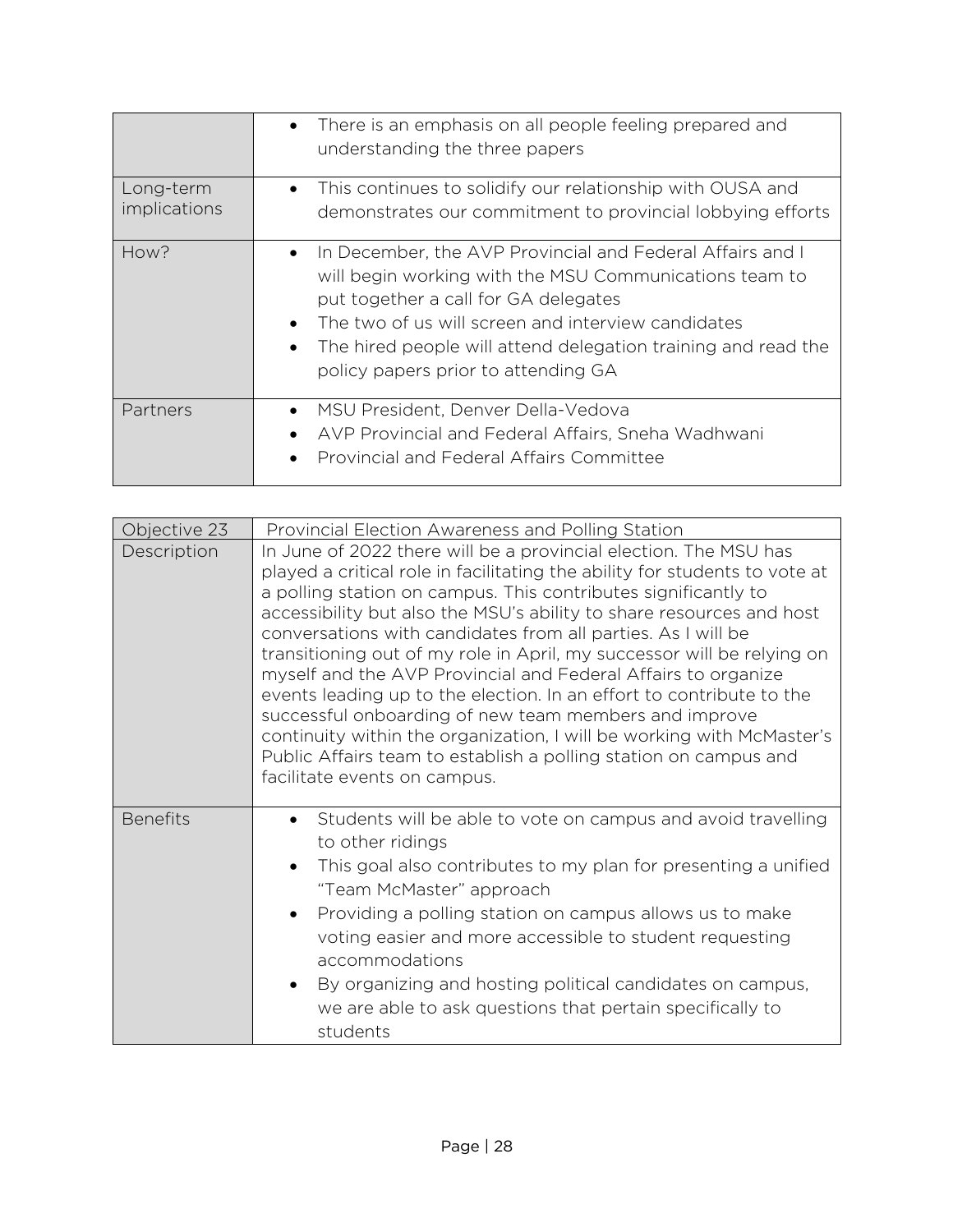| | |
|---|---|
| | • There is an emphasis on all people feeling prepared and understanding the three papers |
| Long-term implications | • This continues to solidify our relationship with OUSA and demonstrates our commitment to provincial lobbying efforts |
| How? | • In December, the AVP Provincial and Federal Affairs and I will begin working with the MSU Communications team to put together a call for GA delegates<br>• The two of us will screen and interview candidates<br>• The hired people will attend delegation training and read the policy papers prior to attending GA |
| Partners | • MSU President, Denver Della-Vedova<br>• AVP Provincial and Federal Affairs, Sneha Wadhwani<br>• Provincial and Federal Affairs Committee |

| Objective 23 | Provincial Election Awareness and Polling Station |
|---|---|
| Description | In June of 2022 there will be a provincial election. The MSU has played a critical role in facilitating the ability for students to vote at a polling station on campus. This contributes significantly to accessibility but also the MSU's ability to share resources and host conversations with candidates from all parties. As I will be transitioning out of my role in April, my successor will be relying on myself and the AVP Provincial and Federal Affairs to organize events leading up to the election. In an effort to contribute to the successful onboarding of new team members and improve continuity within the organization, I will be working with McMaster's Public Affairs team to establish a polling station on campus and facilitate events on campus. |
| Benefits | • Students will be able to vote on campus and avoid travelling to other ridings<br>• This goal also contributes to my plan for presenting a unified "Team McMaster" approach<br>• Providing a polling station on campus allows us to make voting easier and more accessible to student requesting accommodations<br>• By organizing and hosting political candidates on campus, we are able to ask questions that pertain specifically to students |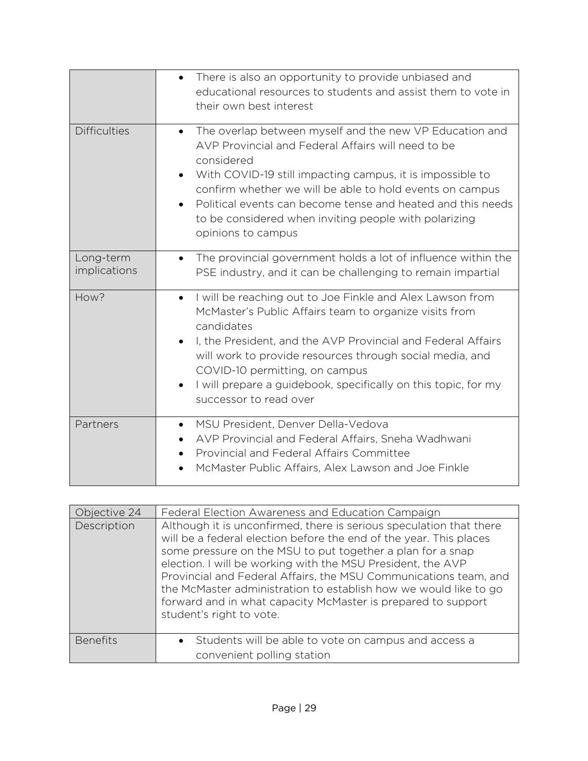| | |
|---|---|
| | • There is also an opportunity to provide unbiased and educational resources to students and assist them to vote in their own best interest |
| Difficulties | • The overlap between myself and the new VP Education and AVP Provincial and Federal Affairs will need to be considered<br>• With COVID-19 still impacting campus, it is impossible to confirm whether we will be able to hold events on campus<br>• Political events can become tense and heated and this needs to be considered when inviting people with polarizing opinions to campus |
| Long-term implications | • The provincial government holds a lot of influence within the PSE industry, and it can be challenging to remain impartial |
| How? | • I will be reaching out to Joe Finkle and Alex Lawson from McMaster's Public Affairs team to organize visits from candidates<br>• I, the President, and the AVP Provincial and Federal Affairs will work to provide resources through social media, and COVID-10 permitting, on campus<br>• I will prepare a guidebook, specifically on this topic, for my successor to read over |
| Partners | • MSU President, Denver Della-Vedova<br>• AVP Provincial and Federal Affairs, Sneha Wadhwani<br>• Provincial and Federal Affairs Committee<br>• McMaster Public Affairs, Alex Lawson and Joe Finkle |

| Objective 24 | Federal Election Awareness and Education Campaign |
|---|---|
| Description | Although it is unconfirmed, there is serious speculation that there will be a federal election before the end of the year. This places some pressure on the MSU to put together a plan for a snap election. I will be working with the MSU President, the AVP Provincial and Federal Affairs, the MSU Communications team, and the McMaster administration to establish how we would like to go forward and in what capacity McMaster is prepared to support student's right to vote. |
| Benefits | • Students will be able to vote on campus and access a convenient polling station |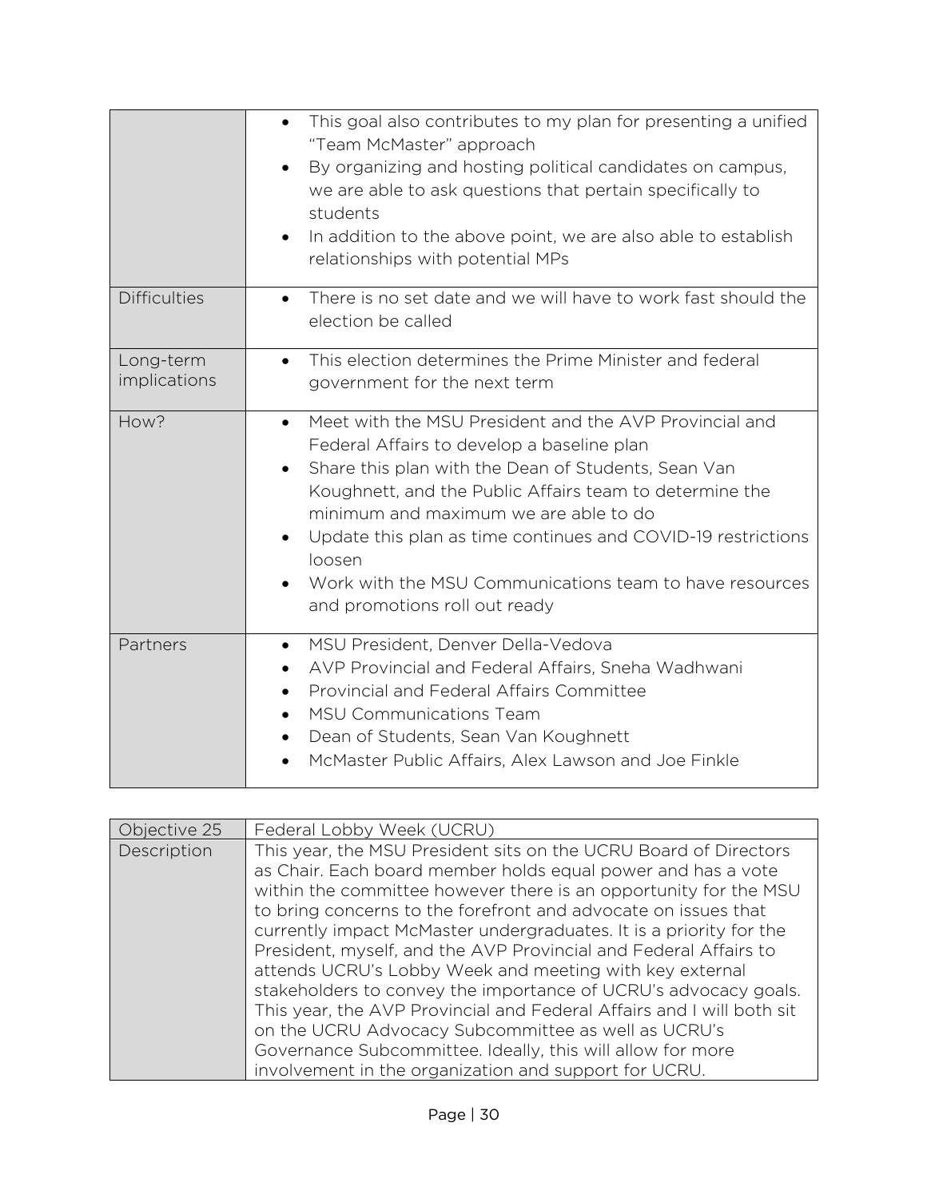| | |
|---|---|
| | • This goal also contributes to my plan for presenting a unified "Team McMaster" approach<br>• By organizing and hosting political candidates on campus, we are able to ask questions that pertain specifically to students<br>• In addition to the above point, we are also able to establish relationships with potential MPs |
| Difficulties | • There is no set date and we will have to work fast should the election be called |
| Long-term implications | • This election determines the Prime Minister and federal government for the next term |
| How? | • Meet with the MSU President and the AVP Provincial and Federal Affairs to develop a baseline plan<br>• Share this plan with the Dean of Students, Sean Van Koughnett, and the Public Affairs team to determine the minimum and maximum we are able to do<br>• Update this plan as time continues and COVID-19 restrictions loosen<br>• Work with the MSU Communications team to have resources and promotions roll out ready |
| Partners | • MSU President, Denver Della-Vedova<br>• AVP Provincial and Federal Affairs, Sneha Wadhwani<br>• Provincial and Federal Affairs Committee<br>• MSU Communications Team<br>• Dean of Students, Sean Van Koughnett<br>• McMaster Public Affairs, Alex Lawson and Joe Finkle |

| Objective 25 | Federal Lobby Week (UCRU) |
|---|---|
| Description | This year, the MSU President sits on the UCRU Board of Directors as Chair. Each board member holds equal power and has a vote within the committee however there is an opportunity for the MSU to bring concerns to the forefront and advocate on issues that currently impact McMaster undergraduates. It is a priority for the President, myself, and the AVP Provincial and Federal Affairs to attends UCRU's Lobby Week and meeting with key external stakeholders to convey the importance of UCRU's advocacy goals. This year, the AVP Provincial and Federal Affairs and I will both sit on the UCRU Advocacy Subcommittee as well as UCRU's Governance Subcommittee. Ideally, this will allow for more involvement in the organization and support for UCRU. |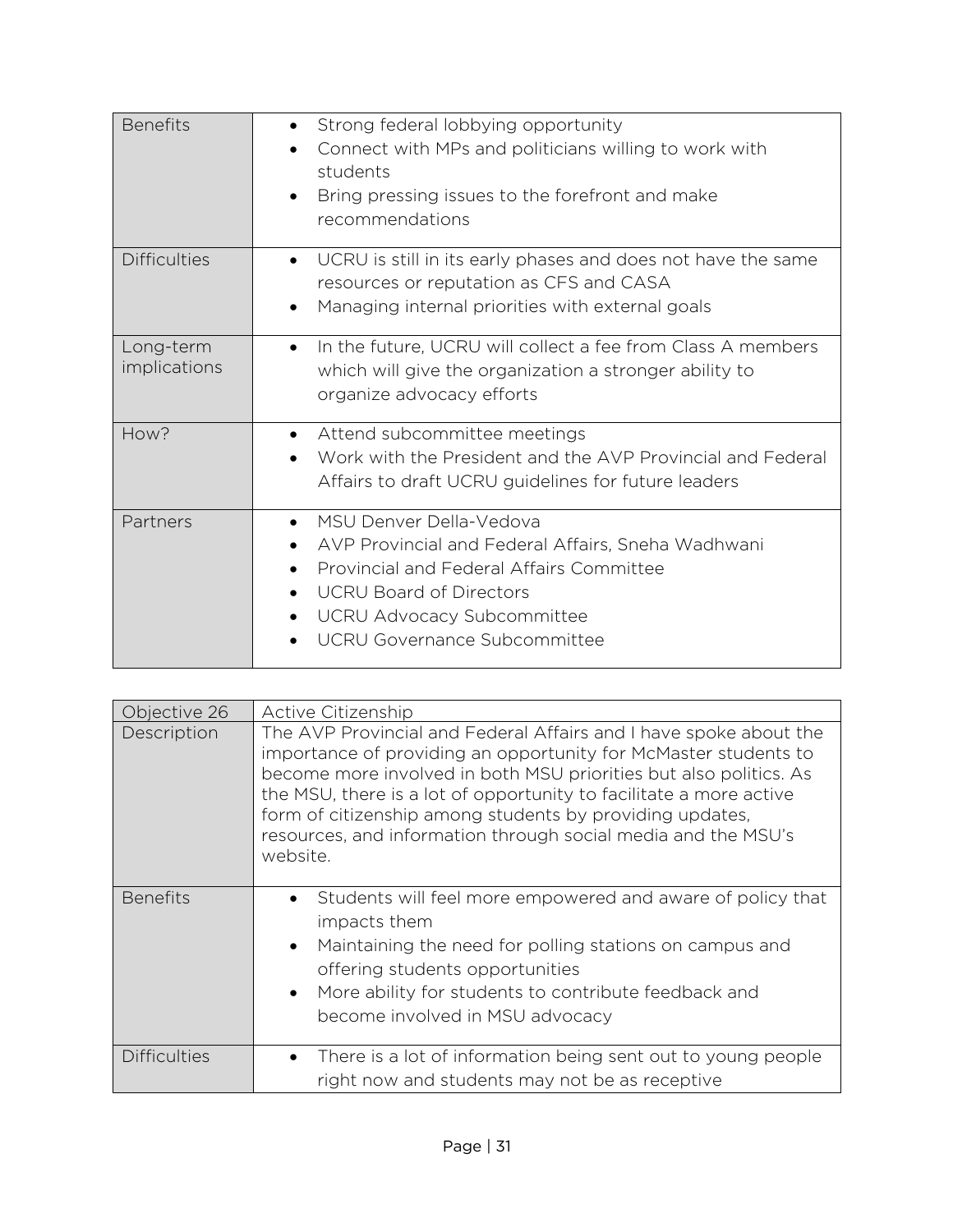| | |
|---|---|
| Benefits | • Strong federal lobbying opportunity<br>• Connect with MPs and politicians willing to work with students<br>• Bring pressing issues to the forefront and make recommendations |
| Difficulties | • UCRU is still in its early phases and does not have the same resources or reputation as CFS and CASA<br>• Managing internal priorities with external goals |
| Long-term implications | • In the future, UCRU will collect a fee from Class A members which will give the organization a stronger ability to organize advocacy efforts |
| How? | • Attend subcommittee meetings<br>• Work with the President and the AVP Provincial and Federal Affairs to draft UCRU guidelines for future leaders |
| Partners | • MSU Denver Della-Vedova<br>• AVP Provincial and Federal Affairs, Sneha Wadhwani<br>• Provincial and Federal Affairs Committee<br>• UCRU Board of Directors<br>• UCRU Advocacy Subcommittee<br>• UCRU Governance Subcommittee |

| Objective 26 | Active Citizenship |
|---|---|
| Description | The AVP Provincial and Federal Affairs and I have spoke about the importance of providing an opportunity for McMaster students to become more involved in both MSU priorities but also politics. As the MSU, there is a lot of opportunity to facilitate a more active form of citizenship among students by providing updates, resources, and information through social media and the MSU's website. |
| Benefits | • Students will feel more empowered and aware of policy that impacts them<br>• Maintaining the need for polling stations on campus and offering students opportunities<br>• More ability for students to contribute feedback and become involved in MSU advocacy |
| Difficulties | • There is a lot of information being sent out to young people right now and students may not be as receptive |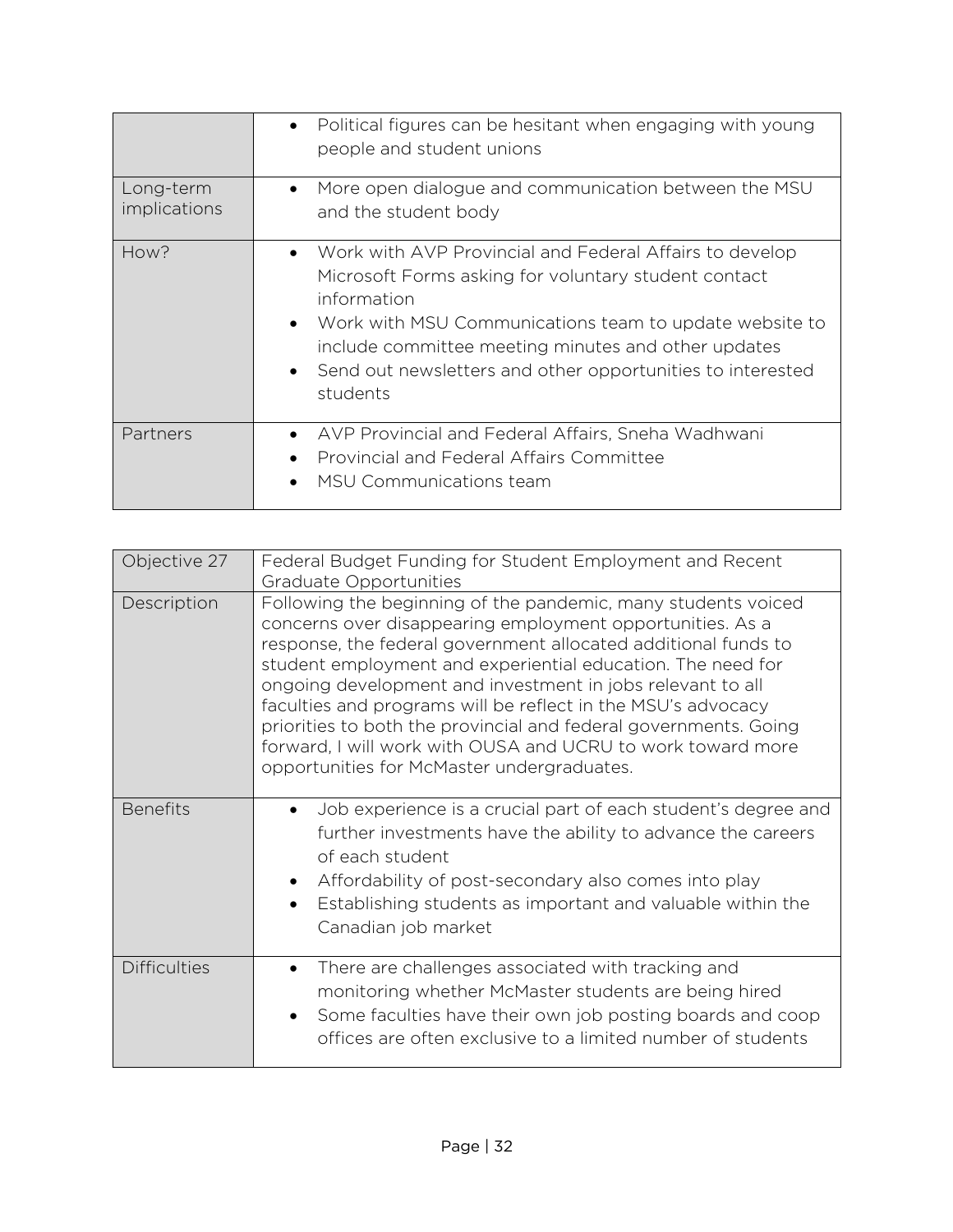| | |
|---|---|
| | • Political figures can be hesitant when engaging with young people and student unions |
| Long-term implications | • More open dialogue and communication between the MSU and the student body |
| How? | • Work with AVP Provincial and Federal Affairs to develop Microsoft Forms asking for voluntary student contact information<br>• Work with MSU Communications team to update website to include committee meeting minutes and other updates<br>• Send out newsletters and other opportunities to interested students |
| Partners | • AVP Provincial and Federal Affairs, Sneha Wadhwani<br>• Provincial and Federal Affairs Committee<br>• MSU Communications team |

| Objective 27 | Federal Budget Funding for Student Employment and Recent Graduate Opportunities |
|---|---|
| Description | Following the beginning of the pandemic, many students voiced concerns over disappearing employment opportunities. As a response, the federal government allocated additional funds to student employment and experiential education. The need for ongoing development and investment in jobs relevant to all faculties and programs will be reflect in the MSU's advocacy priorities to both the provincial and federal governments. Going forward, I will work with OUSA and UCRU to work toward more opportunities for McMaster undergraduates. |
| Benefits | • Job experience is a crucial part of each student's degree and further investments have the ability to advance the careers of each student<br>• Affordability of post-secondary also comes into play<br>• Establishing students as important and valuable within the Canadian job market |
| Difficulties | • There are challenges associated with tracking and monitoring whether McMaster students are being hired<br>• Some faculties have their own job posting boards and coop offices are often exclusive to a limited number of students |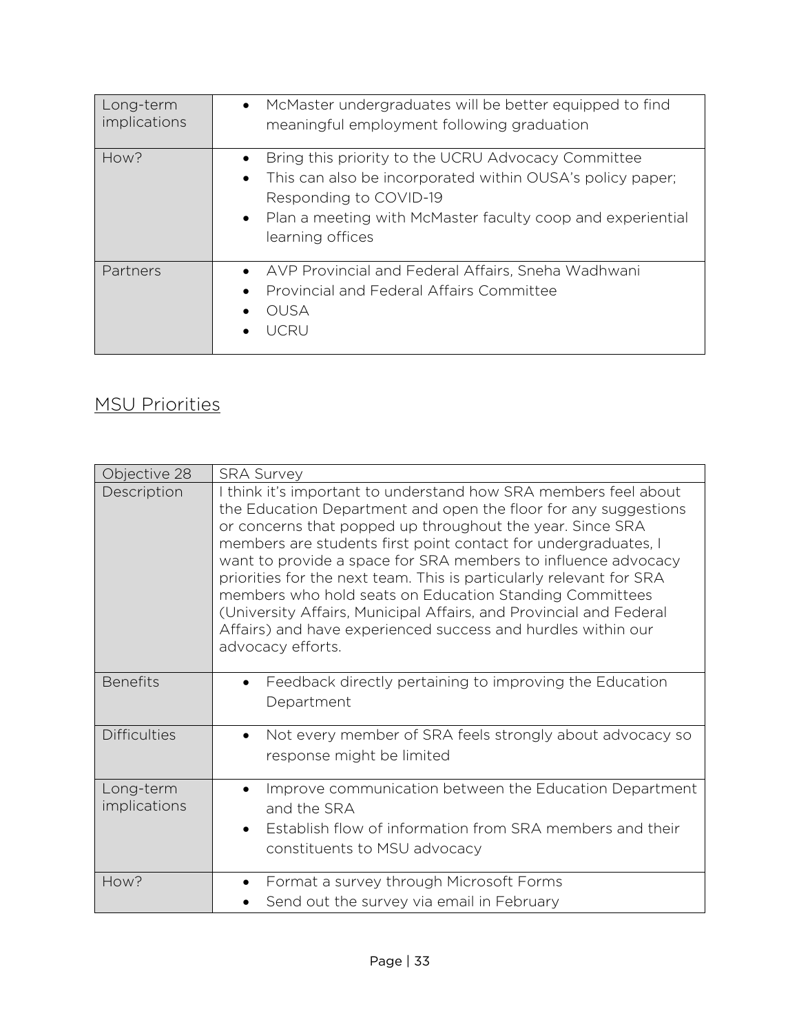| | |
|---|---|
| Long-term implications | • McMaster undergraduates will be better equipped to find meaningful employment following graduation |
| How? | • Bring this priority to the UCRU Advocacy Committee<br>• This can also be incorporated within OUSA's policy paper; Responding to COVID-19<br>• Plan a meeting with McMaster faculty coop and experiential learning offices |
| Partners | • AVP Provincial and Federal Affairs, Sneha Wadhwani<br>• Provincial and Federal Affairs Committee<br>• OUSA<br>• UCRU |

## MSU Priorities

| Objective 28 | SRA Survey |
|---|---|
| Description | I think it's important to understand how SRA members feel about the Education Department and open the floor for any suggestions or concerns that popped up throughout the year. Since SRA members are students first point contact for undergraduates, I want to provide a space for SRA members to influence advocacy priorities for the next team. This is particularly relevant for SRA members who hold seats on Education Standing Committees (University Affairs, Municipal Affairs, and Provincial and Federal Affairs) and have experienced success and hurdles within our advocacy efforts. |
| Benefits | • Feedback directly pertaining to improving the Education Department |
| Difficulties | • Not every member of SRA feels strongly about advocacy so response might be limited |
| Long-term implications | • Improve communication between the Education Department and the SRA<br>• Establish flow of information from SRA members and their constituents to MSU advocacy |
| How? | • Format a survey through Microsoft Forms<br>• Send out the survey via email in February |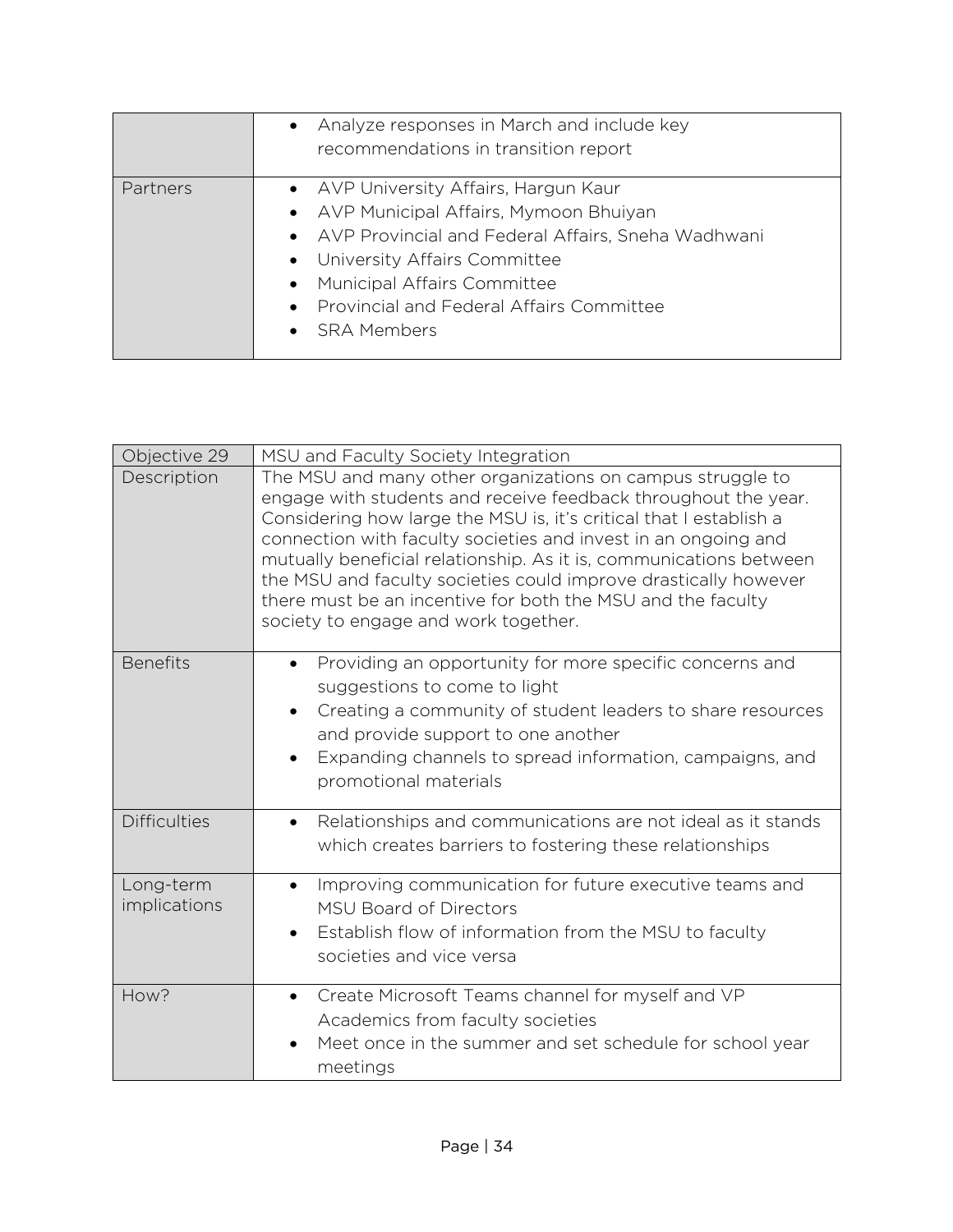| | |
|---|---|
| | • Analyze responses in March and include key recommendations in transition report |
| Partners | • AVP University Affairs, Hargun Kaur<br>• AVP Municipal Affairs, Mymoon Bhuiyan<br>• AVP Provincial and Federal Affairs, Sneha Wadhwani<br>• University Affairs Committee<br>• Municipal Affairs Committee<br>• Provincial and Federal Affairs Committee<br>• SRA Members |

| Objective 29 | MSU and Faculty Society Integration |
|---|---|
| Description | The MSU and many other organizations on campus struggle to engage with students and receive feedback throughout the year. Considering how large the MSU is, it's critical that I establish a connection with faculty societies and invest in an ongoing and mutually beneficial relationship. As it is, communications between the MSU and faculty societies could improve drastically however there must be an incentive for both the MSU and the faculty society to engage and work together. |
| Benefits | • Providing an opportunity for more specific concerns and suggestions to come to light<br>• Creating a community of student leaders to share resources and provide support to one another<br>• Expanding channels to spread information, campaigns, and promotional materials |
| Difficulties | • Relationships and communications are not ideal as it stands which creates barriers to fostering these relationships |
| Long-term implications | • Improving communication for future executive teams and MSU Board of Directors<br>• Establish flow of information from the MSU to faculty societies and vice versa |
| How? | • Create Microsoft Teams channel for myself and VP Academics from faculty societies<br>• Meet once in the summer and set schedule for school year meetings |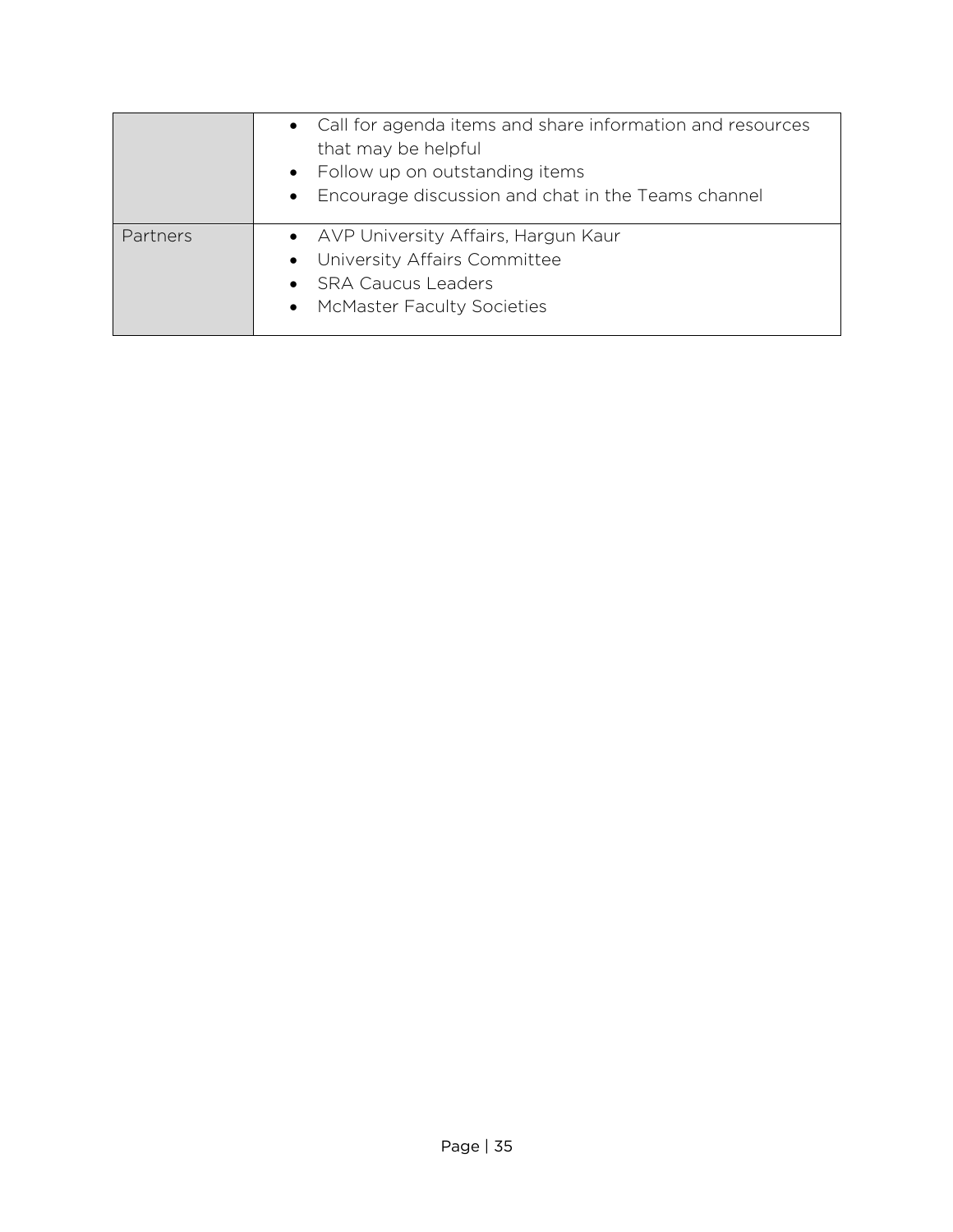| | |
|---|---|
| | • Call for agenda items and share information and resources that may be helpful<br>• Follow up on outstanding items<br>• Encourage discussion and chat in the Teams channel |
| Partners | • AVP University Affairs, Hargun Kaur<br>• University Affairs Committee<br>• SRA Caucus Leaders<br>• McMaster Faculty Societies |